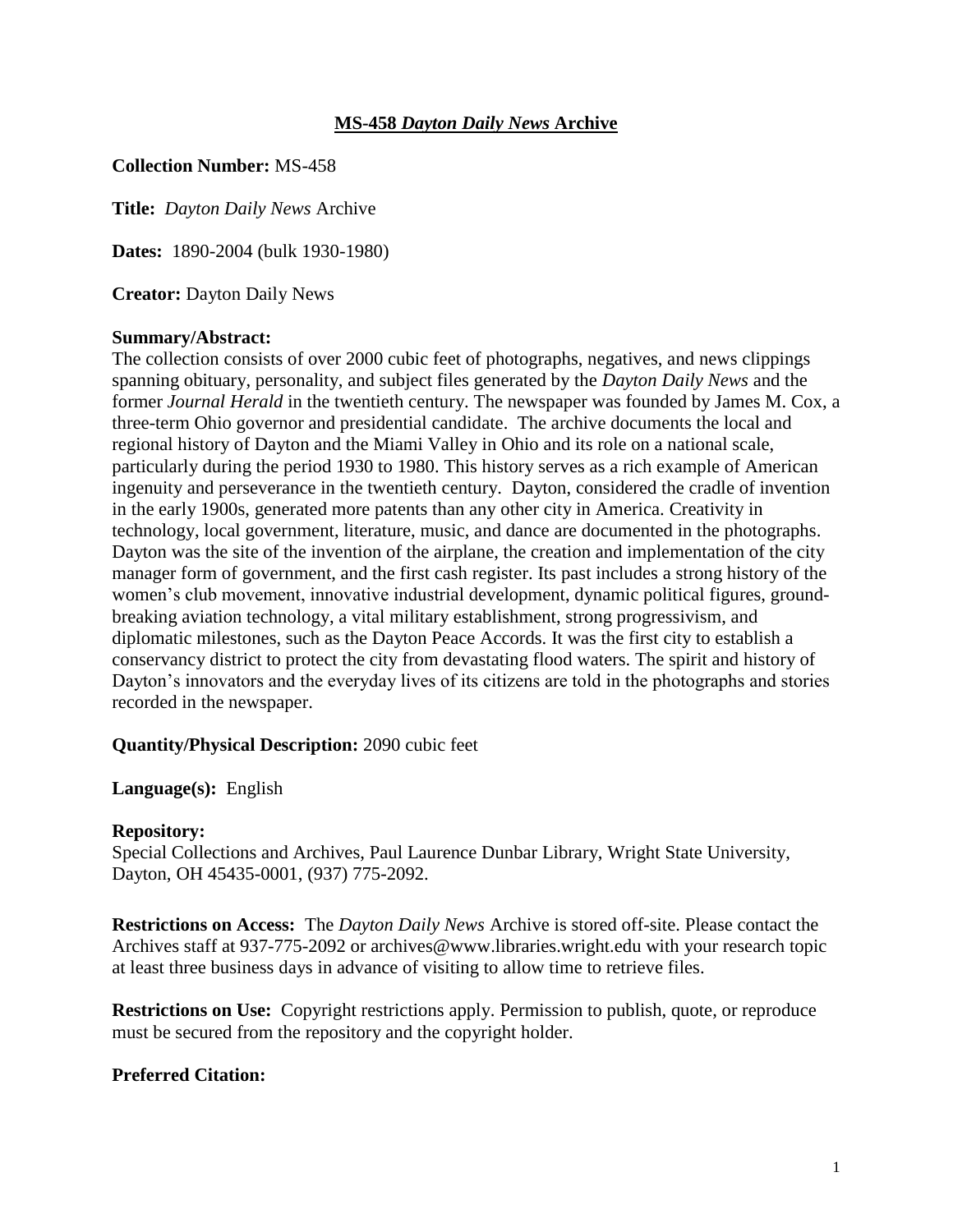# MS-458 *Dayton Daily News* Archive

**Collection Number:** MS-458

**Title:** *Dayton Daily News* Archive

**Dates:** 1890-2004 (bulk 1930-1980)

**Creator:** Dayton Daily News

**Summary/Abstract:**
The collection consists of over 2000 cubic feet of photographs, negatives, and news clippings spanning obituary, personality, and subject files generated by the *Dayton Daily News* and the former *Journal Herald* in the twentieth century. The newspaper was founded by James M. Cox, a three-term Ohio governor and presidential candidate. The archive documents the local and regional history of Dayton and the Miami Valley in Ohio and its role on a national scale, particularly during the period 1930 to 1980. This history serves as a rich example of American ingenuity and perseverance in the twentieth century. Dayton, considered the cradle of invention in the early 1900s, generated more patents than any other city in America. Creativity in technology, local government, literature, music, and dance are documented in the photographs. Dayton was the site of the invention of the airplane, the creation and implementation of the city manager form of government, and the first cash register. Its past includes a strong history of the women's club movement, innovative industrial development, dynamic political figures, ground-breaking aviation technology, a vital military establishment, strong progressivism, and diplomatic milestones, such as the Dayton Peace Accords. It was the first city to establish a conservancy district to protect the city from devastating flood waters. The spirit and history of Dayton's innovators and the everyday lives of its citizens are told in the photographs and stories recorded in the newspaper.

**Quantity/Physical Description:** 2090 cubic feet

**Language(s):** English

**Repository:**
Special Collections and Archives, Paul Laurence Dunbar Library, Wright State University, Dayton, OH 45435-0001, (937) 775-2092.

**Restrictions on Access:** The *Dayton Daily News* Archive is stored off-site. Please contact the Archives staff at 937-775-2092 or archives@www.libraries.wright.edu with your research topic at least three business days in advance of visiting to allow time to retrieve files.

**Restrictions on Use:** Copyright restrictions apply. Permission to publish, quote, or reproduce must be secured from the repository and the copyright holder.

**Preferred Citation:**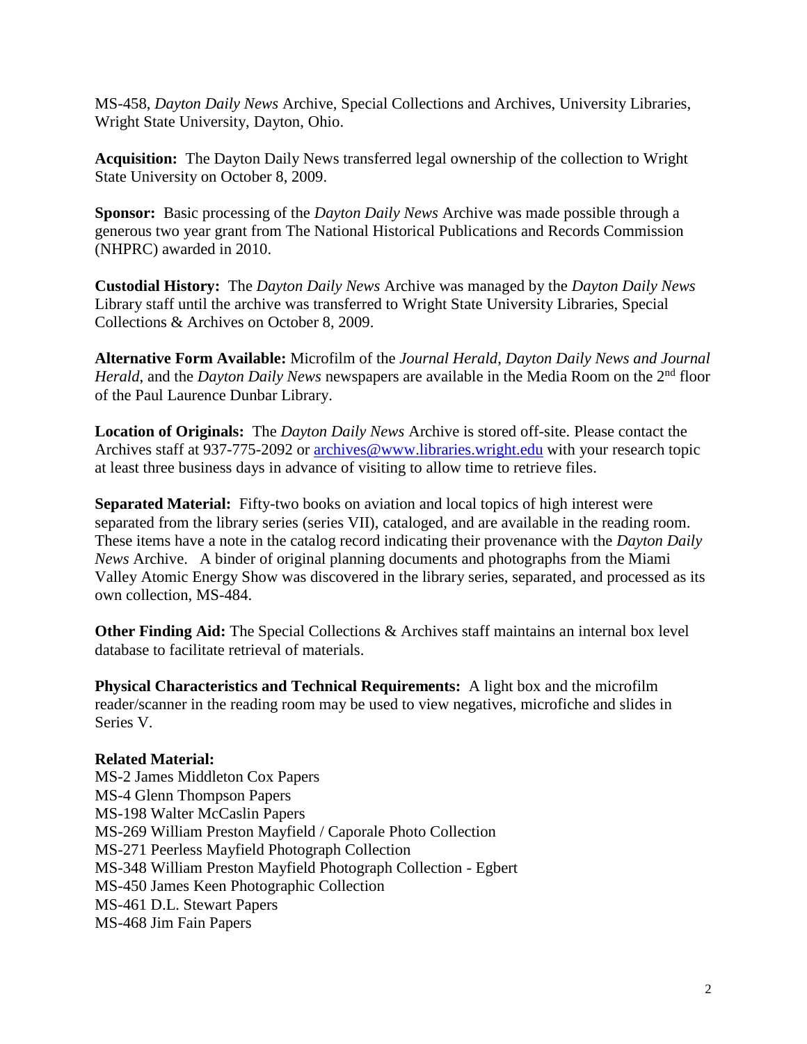MS-458, *Dayton Daily News* Archive, Special Collections and Archives, University Libraries, Wright State University, Dayton, Ohio.

**Acquisition:** The Dayton Daily News transferred legal ownership of the collection to Wright State University on October 8, 2009.

**Sponsor:** Basic processing of the *Dayton Daily News* Archive was made possible through a generous two year grant from The National Historical Publications and Records Commission (NHPRC) awarded in 2010.

**Custodial History:** The *Dayton Daily News* Archive was managed by the *Dayton Daily News* Library staff until the archive was transferred to Wright State University Libraries, Special Collections & Archives on October 8, 2009.

**Alternative Form Available:** Microfilm of the *Journal Herald*, *Dayton Daily News and Journal Herald*, and the *Dayton Daily News* newspapers are available in the Media Room on the 2nd floor of the Paul Laurence Dunbar Library.

**Location of Originals:** The *Dayton Daily News* Archive is stored off-site. Please contact the Archives staff at 937-775-2092 or archives@www.libraries.wright.edu with your research topic at least three business days in advance of visiting to allow time to retrieve files.

**Separated Material:** Fifty-two books on aviation and local topics of high interest were separated from the library series (series VII), cataloged, and are available in the reading room. These items have a note in the catalog record indicating their provenance with the *Dayton Daily News* Archive. A binder of original planning documents and photographs from the Miami Valley Atomic Energy Show was discovered in the library series, separated, and processed as its own collection, MS-484.

**Other Finding Aid:** The Special Collections & Archives staff maintains an internal box level database to facilitate retrieval of materials.

**Physical Characteristics and Technical Requirements:** A light box and the microfilm reader/scanner in the reading room may be used to view negatives, microfiche and slides in Series V.

**Related Material:**
MS-2 James Middleton Cox Papers
MS-4 Glenn Thompson Papers
MS-198 Walter McCaslin Papers
MS-269 William Preston Mayfield / Caporale Photo Collection
MS-271 Peerless Mayfield Photograph Collection
MS-348 William Preston Mayfield Photograph Collection - Egbert
MS-450 James Keen Photographic Collection
MS-461 D.L. Stewart Papers
MS-468 Jim Fain Papers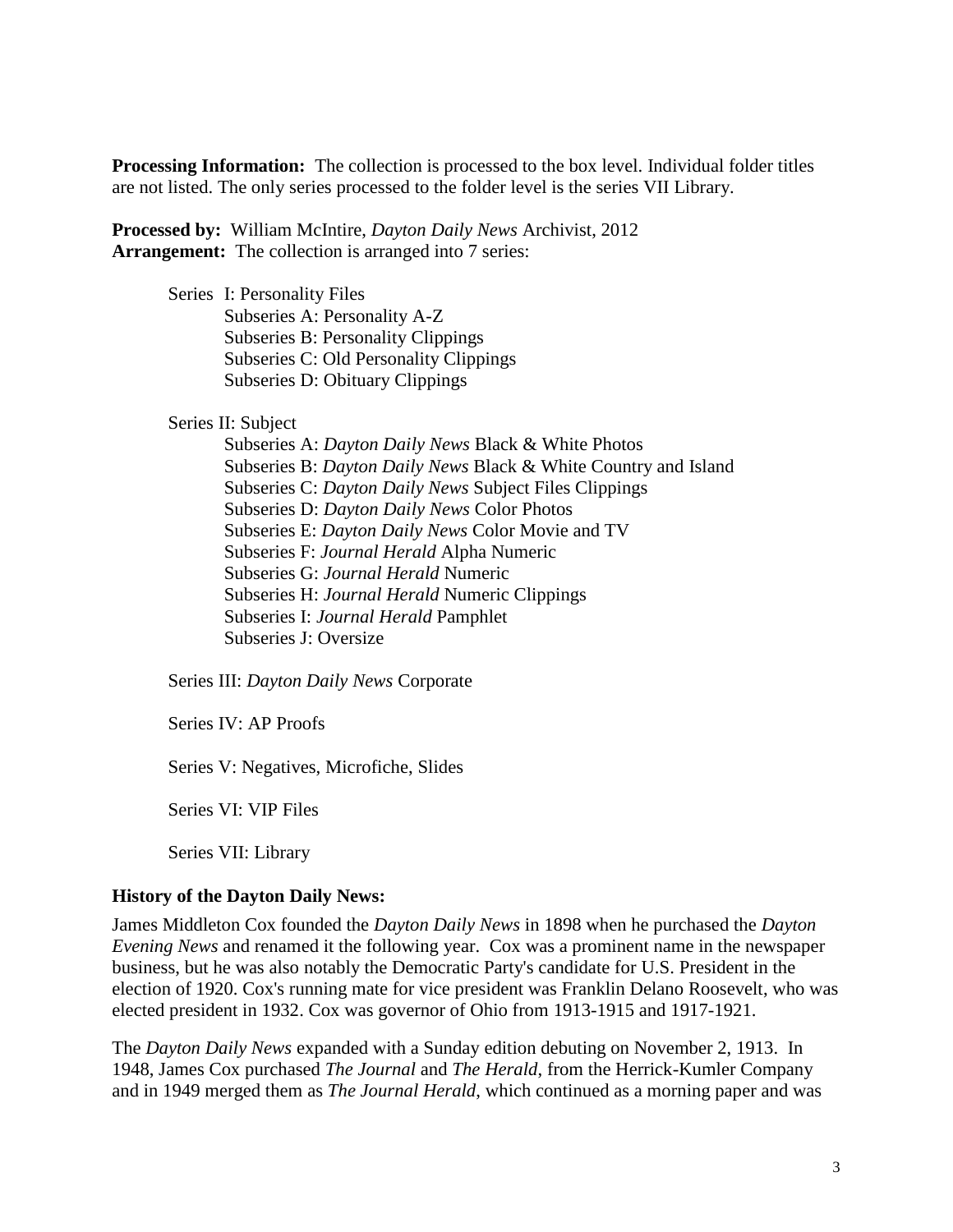**Processing Information:** The collection is processed to the box level. Individual folder titles are not listed. The only series processed to the folder level is the series VII Library.

**Processed by:** William McIntire, *Dayton Daily News* Archivist, 2012
**Arrangement:** The collection is arranged into 7 series:

- Series I: Personality Files
  - Subseries A: Personality A-Z
  - Subseries B: Personality Clippings
  - Subseries C: Old Personality Clippings
  - Subseries D: Obituary Clippings

- Series II: Subject
  - Subseries A: *Dayton Daily News* Black & White Photos
  - Subseries B: *Dayton Daily News* Black & White Country and Island
  - Subseries C: *Dayton Daily News* Subject Files Clippings
  - Subseries D: *Dayton Daily News* Color Photos
  - Subseries E: *Dayton Daily News* Color Movie and TV
  - Subseries F: *Journal Herald* Alpha Numeric
  - Subseries G: *Journal Herald* Numeric
  - Subseries H: *Journal Herald* Numeric Clippings
  - Subseries I: *Journal Herald* Pamphlet
  - Subseries J: Oversize

- Series III: *Dayton Daily News* Corporate

- Series IV: AP Proofs

- Series V: Negatives, Microfiche, Slides

- Series VI: VIP Files

- Series VII: Library

**History of the Dayton Daily News:**

James Middleton Cox founded the *Dayton Daily News* in 1898 when he purchased the *Dayton Evening News* and renamed it the following year. Cox was a prominent name in the newspaper business, but he was also notably the Democratic Party's candidate for U.S. President in the election of 1920. Cox's running mate for vice president was Franklin Delano Roosevelt, who was elected president in 1932. Cox was governor of Ohio from 1913-1915 and 1917-1921.

The *Dayton Daily News* expanded with a Sunday edition debuting on November 2, 1913. In 1948, James Cox purchased *The Journal* and *The Herald*, from the Herrick-Kumler Company and in 1949 merged them as *The Journal Herald*, which continued as a morning paper and was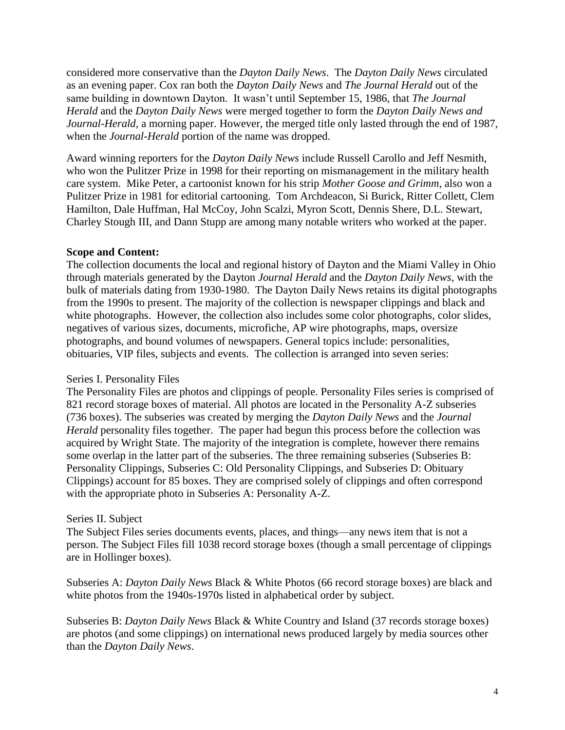considered more conservative than the *Dayton Daily News*. The *Dayton Daily News* circulated as an evening paper. Cox ran both the *Dayton Daily News* and *The Journal Herald* out of the same building in downtown Dayton. It wasn't until September 15, 1986, that *The Journal Herald* and the *Dayton Daily News* were merged together to form the *Dayton Daily News and Journal-Herald*, a morning paper. However, the merged title only lasted through the end of 1987, when the *Journal-Herald* portion of the name was dropped.

Award winning reporters for the *Dayton Daily News* include Russell Carollo and Jeff Nesmith, who won the Pulitzer Prize in 1998 for their reporting on mismanagement in the military health care system. Mike Peter, a cartoonist known for his strip *Mother Goose and Grimm*, also won a Pulitzer Prize in 1981 for editorial cartooning. Tom Archdeacon, Si Burick, Ritter Collett, Clem Hamilton, Dale Huffman, Hal McCoy, John Scalzi, Myron Scott, Dennis Shere, D.L. Stewart, Charley Stough III, and Dann Stupp are among many notable writers who worked at the paper.

**Scope and Content:**
The collection documents the local and regional history of Dayton and the Miami Valley in Ohio through materials generated by the Dayton *Journal Herald* and the *Dayton Daily News*, with the bulk of materials dating from 1930-1980. The Dayton Daily News retains its digital photographs from the 1990s to present. The majority of the collection is newspaper clippings and black and white photographs. However, the collection also includes some color photographs, color slides, negatives of various sizes, documents, microfiche, AP wire photographs, maps, oversize photographs, and bound volumes of newspapers. General topics include: personalities, obituaries, VIP files, subjects and events. The collection is arranged into seven series:

Series I. Personality Files
The Personality Files are photos and clippings of people. Personality Files series is comprised of 821 record storage boxes of material. All photos are located in the Personality A-Z subseries (736 boxes). The subseries was created by merging the *Dayton Daily News* and the *Journal Herald* personality files together. The paper had begun this process before the collection was acquired by Wright State. The majority of the integration is complete, however there remains some overlap in the latter part of the subseries. The three remaining subseries (Subseries B: Personality Clippings, Subseries C: Old Personality Clippings, and Subseries D: Obituary Clippings) account for 85 boxes. They are comprised solely of clippings and often correspond with the appropriate photo in Subseries A: Personality A-Z.

Series II. Subject
The Subject Files series documents events, places, and things—any news item that is not a person. The Subject Files fill 1038 record storage boxes (though a small percentage of clippings are in Hollinger boxes).

Subseries A: *Dayton Daily News* Black & White Photos (66 record storage boxes) are black and white photos from the 1940s-1970s listed in alphabetical order by subject.

Subseries B: *Dayton Daily News* Black & White Country and Island (37 records storage boxes) are photos (and some clippings) on international news produced largely by media sources other than the *Dayton Daily News*.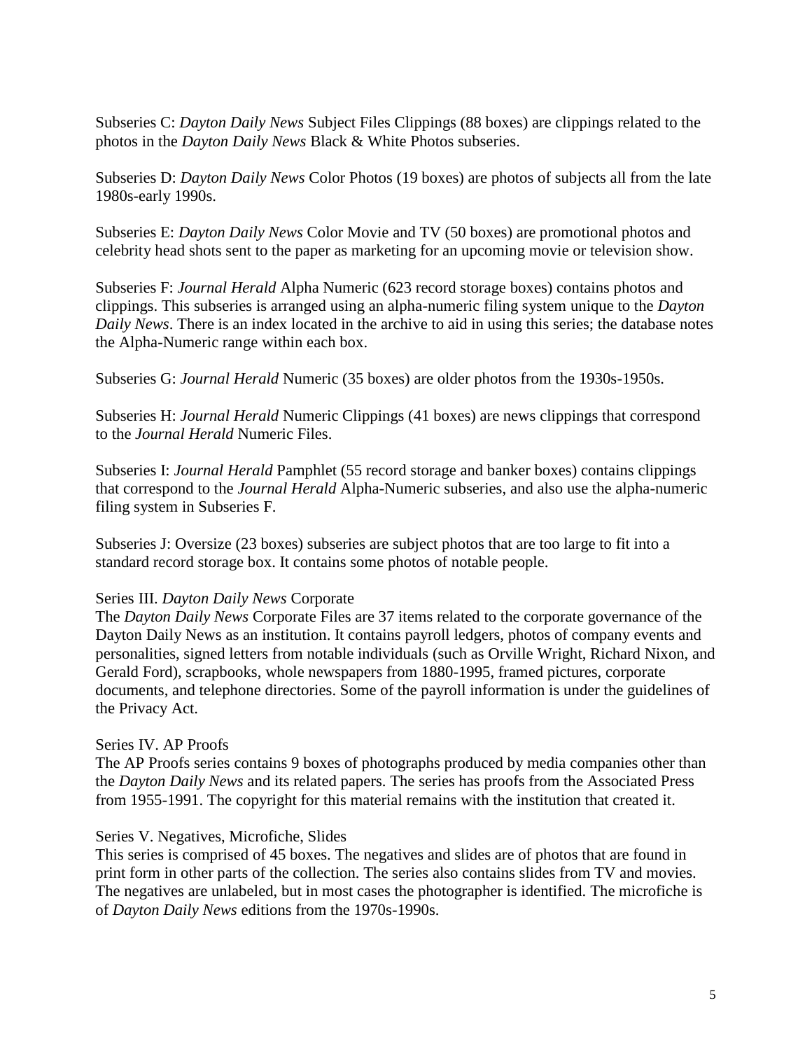Subseries C: *Dayton Daily News* Subject Files Clippings (88 boxes) are clippings related to the photos in the *Dayton Daily News* Black & White Photos subseries.

Subseries D: *Dayton Daily News* Color Photos (19 boxes) are photos of subjects all from the late 1980s-early 1990s.

Subseries E: *Dayton Daily News* Color Movie and TV (50 boxes) are promotional photos and celebrity head shots sent to the paper as marketing for an upcoming movie or television show.

Subseries F: *Journal Herald* Alpha Numeric (623 record storage boxes) contains photos and clippings. This subseries is arranged using an alpha-numeric filing system unique to the *Dayton Daily News*. There is an index located in the archive to aid in using this series; the database notes the Alpha-Numeric range within each box.

Subseries G: *Journal Herald* Numeric (35 boxes) are older photos from the 1930s-1950s.

Subseries H: *Journal Herald* Numeric Clippings (41 boxes) are news clippings that correspond to the *Journal Herald* Numeric Files.

Subseries I: *Journal Herald* Pamphlet (55 record storage and banker boxes) contains clippings that correspond to the *Journal Herald* Alpha-Numeric subseries, and also use the alpha-numeric filing system in Subseries F.

Subseries J: Oversize (23 boxes) subseries are subject photos that are too large to fit into a standard record storage box. It contains some photos of notable people.

Series III. *Dayton Daily News* Corporate

The *Dayton Daily News* Corporate Files are 37 items related to the corporate governance of the Dayton Daily News as an institution. It contains payroll ledgers, photos of company events and personalities, signed letters from notable individuals (such as Orville Wright, Richard Nixon, and Gerald Ford), scrapbooks, whole newspapers from 1880-1995, framed pictures, corporate documents, and telephone directories. Some of the payroll information is under the guidelines of the Privacy Act.

Series IV. AP Proofs

The AP Proofs series contains 9 boxes of photographs produced by media companies other than the *Dayton Daily News* and its related papers. The series has proofs from the Associated Press from 1955-1991. The copyright for this material remains with the institution that created it.

Series V. Negatives, Microfiche, Slides

This series is comprised of 45 boxes. The negatives and slides are of photos that are found in print form in other parts of the collection. The series also contains slides from TV and movies. The negatives are unlabeled, but in most cases the photographer is identified. The microfiche is of *Dayton Daily News* editions from the 1970s-1990s.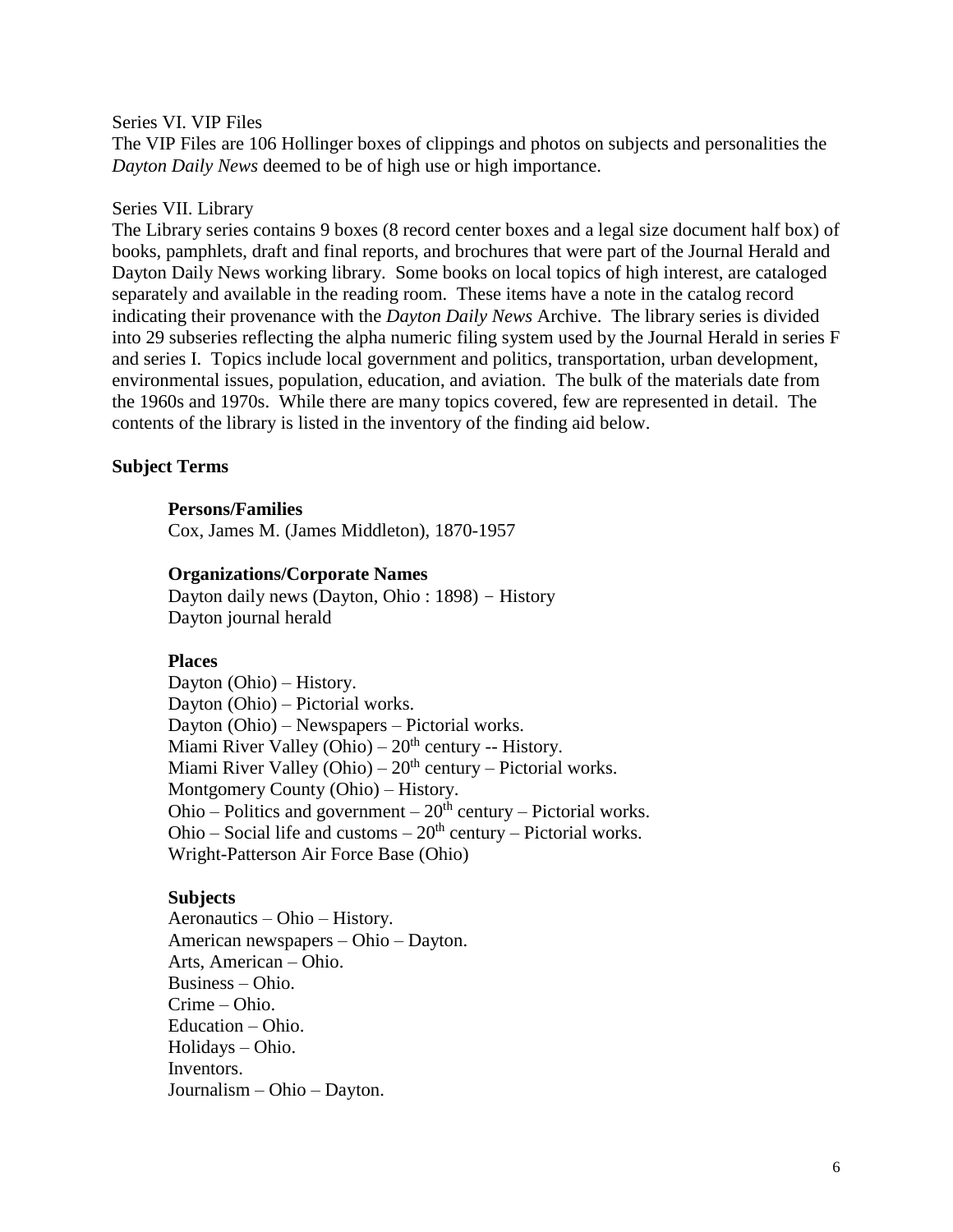Series VI. VIP Files

The VIP Files are 106 Hollinger boxes of clippings and photos on subjects and personalities the *Dayton Daily News* deemed to be of high use or high importance.

Series VII. Library

The Library series contains 9 boxes (8 record center boxes and a legal size document half box) of books, pamphlets, draft and final reports, and brochures that were part of the Journal Herald and Dayton Daily News working library. Some books on local topics of high interest, are cataloged separately and available in the reading room. These items have a note in the catalog record indicating their provenance with the *Dayton Daily News* Archive. The library series is divided into 29 subseries reflecting the alpha numeric filing system used by the Journal Herald in series F and series I. Topics include local government and politics, transportation, urban development, environmental issues, population, education, and aviation. The bulk of the materials date from the 1960s and 1970s. While there are many topics covered, few are represented in detail. The contents of the library is listed in the inventory of the finding aid below.

## Subject Terms

**Persons/Families**

Cox, James M. (James Middleton), 1870-1957

**Organizations/Corporate Names**

Dayton daily news (Dayton, Ohio : 1898) − History
Dayton journal herald

**Places**

Dayton (Ohio) – History.
Dayton (Ohio) – Pictorial works.
Dayton (Ohio) – Newspapers – Pictorial works.
Miami River Valley (Ohio) – 20th century -- History.
Miami River Valley (Ohio) – 20th century – Pictorial works.
Montgomery County (Ohio) – History.
Ohio – Politics and government – 20th century – Pictorial works.
Ohio – Social life and customs – 20th century – Pictorial works.
Wright-Patterson Air Force Base (Ohio)

**Subjects**

Aeronautics – Ohio – History.
American newspapers – Ohio – Dayton.
Arts, American – Ohio.
Business – Ohio.
Crime – Ohio.
Education – Ohio.
Holidays – Ohio.
Inventors.
Journalism – Ohio – Dayton.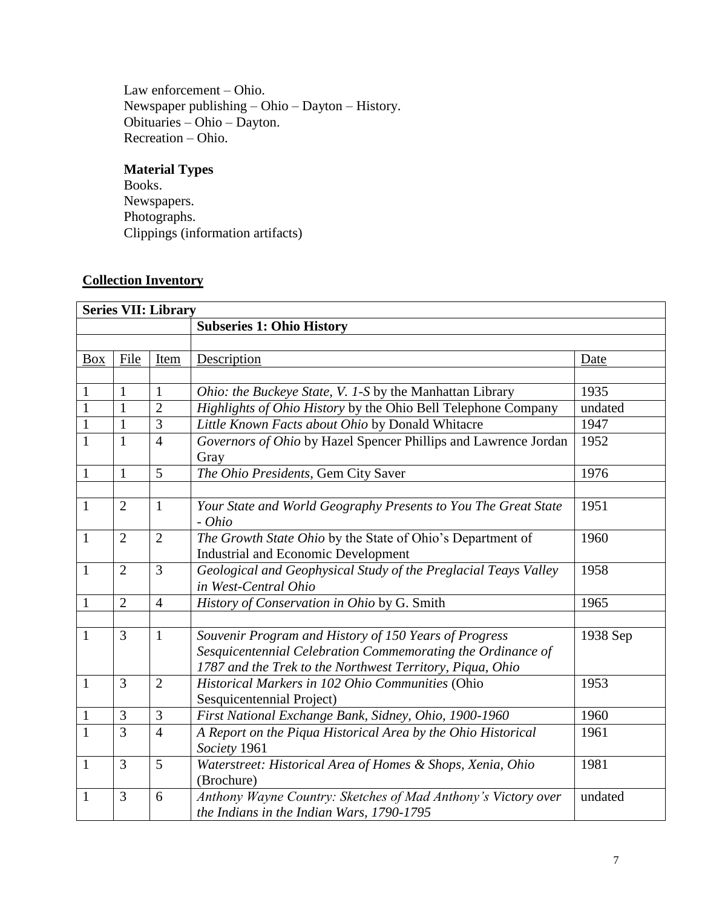Law enforcement – Ohio.
Newspaper publishing – Ohio – Dayton – History.
Obituaries – Ohio – Dayton.
Recreation – Ohio.

**Material Types**
Books.
Newspapers.
Photographs.
Clippings (information artifacts)

## Collection Inventory

| **Series VII: Library** | | | | |
|---|---|---|---|---|
| | | | **Subseries 1: Ohio History** | |
| | | | | |
| Box | File | Item | Description | Date |
| | | | | |
| 1 | 1 | 1 | *Ohio: the Buckeye State, V. 1-S* by the Manhattan Library | 1935 |
| 1 | 1 | 2 | *Highlights of Ohio History* by the Ohio Bell Telephone Company | undated |
| 1 | 1 | 3 | *Little Known Facts about Ohio* by Donald Whitacre | 1947 |
| 1 | 1 | 4 | *Governors of Ohio* by Hazel Spencer Phillips and Lawrence Jordan Gray | 1952 |
| 1 | 1 | 5 | *The Ohio Presidents*, Gem City Saver | 1976 |
| | | | | |
| 1 | 2 | 1 | *Your State and World Geography Presents to You The Great State - Ohio* | 1951 |
| 1 | 2 | 2 | *The Growth State Ohio* by the State of Ohio's Department of Industrial and Economic Development | 1960 |
| 1 | 2 | 3 | *Geological and Geophysical Study of the Preglacial Teays Valley in West-Central Ohio* | 1958 |
| 1 | 2 | 4 | *History of Conservation in Ohio* by G. Smith | 1965 |
| | | | | |
| 1 | 3 | 1 | *Souvenir Program and History of 150 Years of Progress Sesquicentennial Celebration Commemorating the Ordinance of 1787 and the Trek to the Northwest Territory, Piqua, Ohio* | 1938 Sep |
| 1 | 3 | 2 | *Historical Markers in 102 Ohio Communities* (Ohio Sesquicentennial Project) | 1953 |
| 1 | 3 | 3 | *First National Exchange Bank, Sidney, Ohio, 1900-1960* | 1960 |
| 1 | 3 | 4 | *A Report on the Piqua Historical Area by the Ohio Historical Society* 1961 | 1961 |
| 1 | 3 | 5 | *Waterstreet: Historical Area of Homes & Shops, Xenia, Ohio* (Brochure) | 1981 |
| 1 | 3 | 6 | *Anthony Wayne Country: Sketches of Mad Anthony's Victory over the Indians in the Indian Wars, 1790-1795* | undated |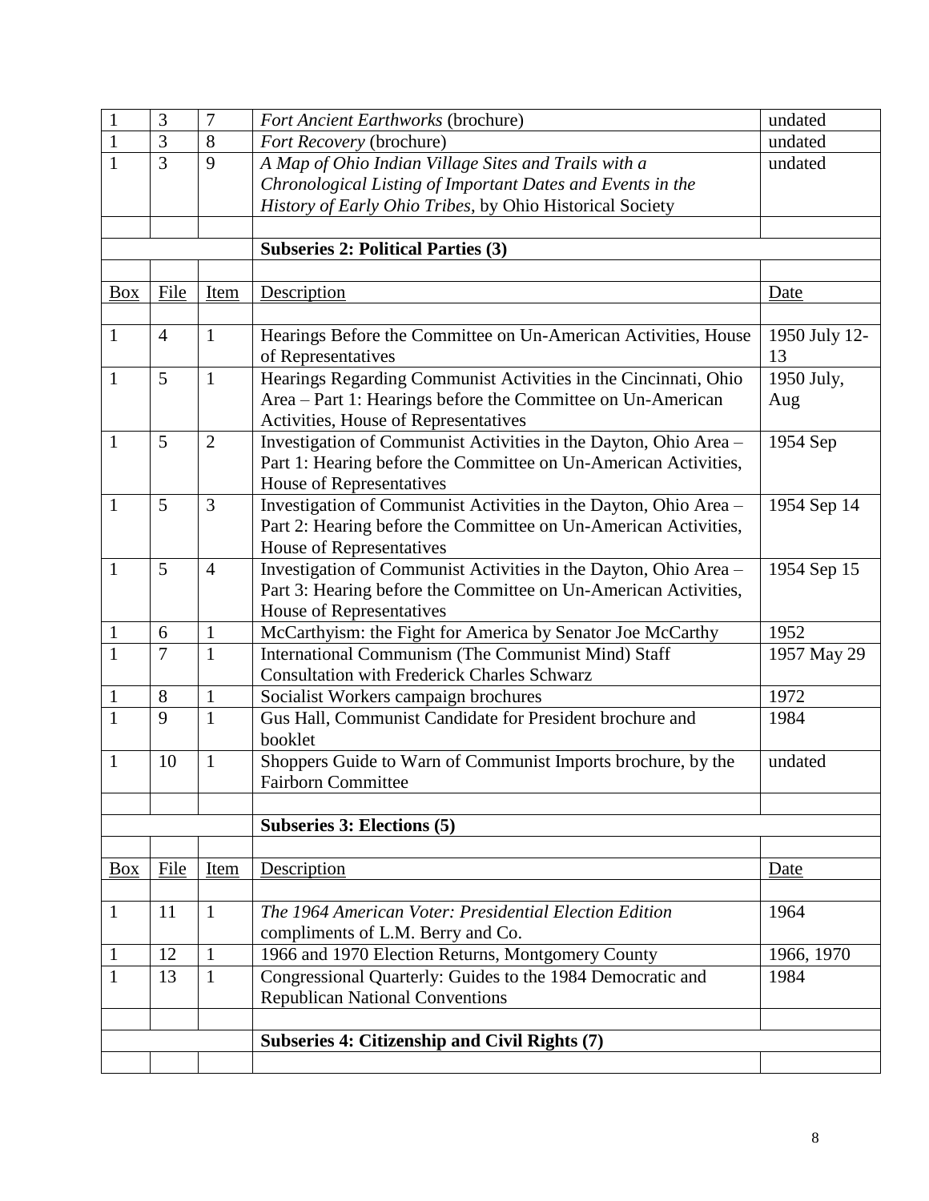| | | | | |
|---|---|---|---|---|
| 1 | 3 | 7 | *Fort Ancient Earthworks* (brochure) | undated |
| 1 | 3 | 8 | *Fort Recovery* (brochure) | undated |
| 1 | 3 | 9 | *A Map of Ohio Indian Village Sites and Trails with a Chronological Listing of Important Dates and Events in the History of Early Ohio Tribes*, by Ohio Historical Society | undated |
| | | | | |
| | | | **Subseries 2: Political Parties (3)** | |
| | | | | |
| Box | File | Item | Description | Date |
| | | | | |
| 1 | 4 | 1 | Hearings Before the Committee on Un-American Activities, House of Representatives | 1950 July 12-13 |
| 1 | 5 | 1 | Hearings Regarding Communist Activities in the Cincinnati, Ohio Area – Part 1: Hearings before the Committee on Un-American Activities, House of Representatives | 1950 July, Aug |
| 1 | 5 | 2 | Investigation of Communist Activities in the Dayton, Ohio Area – Part 1: Hearing before the Committee on Un-American Activities, House of Representatives | 1954 Sep |
| 1 | 5 | 3 | Investigation of Communist Activities in the Dayton, Ohio Area – Part 2: Hearing before the Committee on Un-American Activities, House of Representatives | 1954 Sep 14 |
| 1 | 5 | 4 | Investigation of Communist Activities in the Dayton, Ohio Area – Part 3: Hearing before the Committee on Un-American Activities, House of Representatives | 1954 Sep 15 |
| 1 | 6 | 1 | McCarthyism: the Fight for America by Senator Joe McCarthy | 1952 |
| 1 | 7 | 1 | International Communism (The Communist Mind) Staff Consultation with Frederick Charles Schwarz | 1957 May 29 |
| 1 | 8 | 1 | Socialist Workers campaign brochures | 1972 |
| 1 | 9 | 1 | Gus Hall, Communist Candidate for President brochure and booklet | 1984 |
| 1 | 10 | 1 | Shoppers Guide to Warn of Communist Imports brochure, by the Fairborn Committee | undated |
| | | | | |
| | | | **Subseries 3: Elections (5)** | |
| | | | | |
| Box | File | Item | Description | Date |
| | | | | |
| 1 | 11 | 1 | *The 1964 American Voter: Presidential Election Edition* compliments of L.M. Berry and Co. | 1964 |
| 1 | 12 | 1 | 1966 and 1970 Election Returns, Montgomery County | 1966, 1970 |
| 1 | 13 | 1 | Congressional Quarterly: Guides to the 1984 Democratic and Republican National Conventions | 1984 |
| | | | | |
| | | | **Subseries 4: Citizenship and Civil Rights (7)** | |
| | | | | |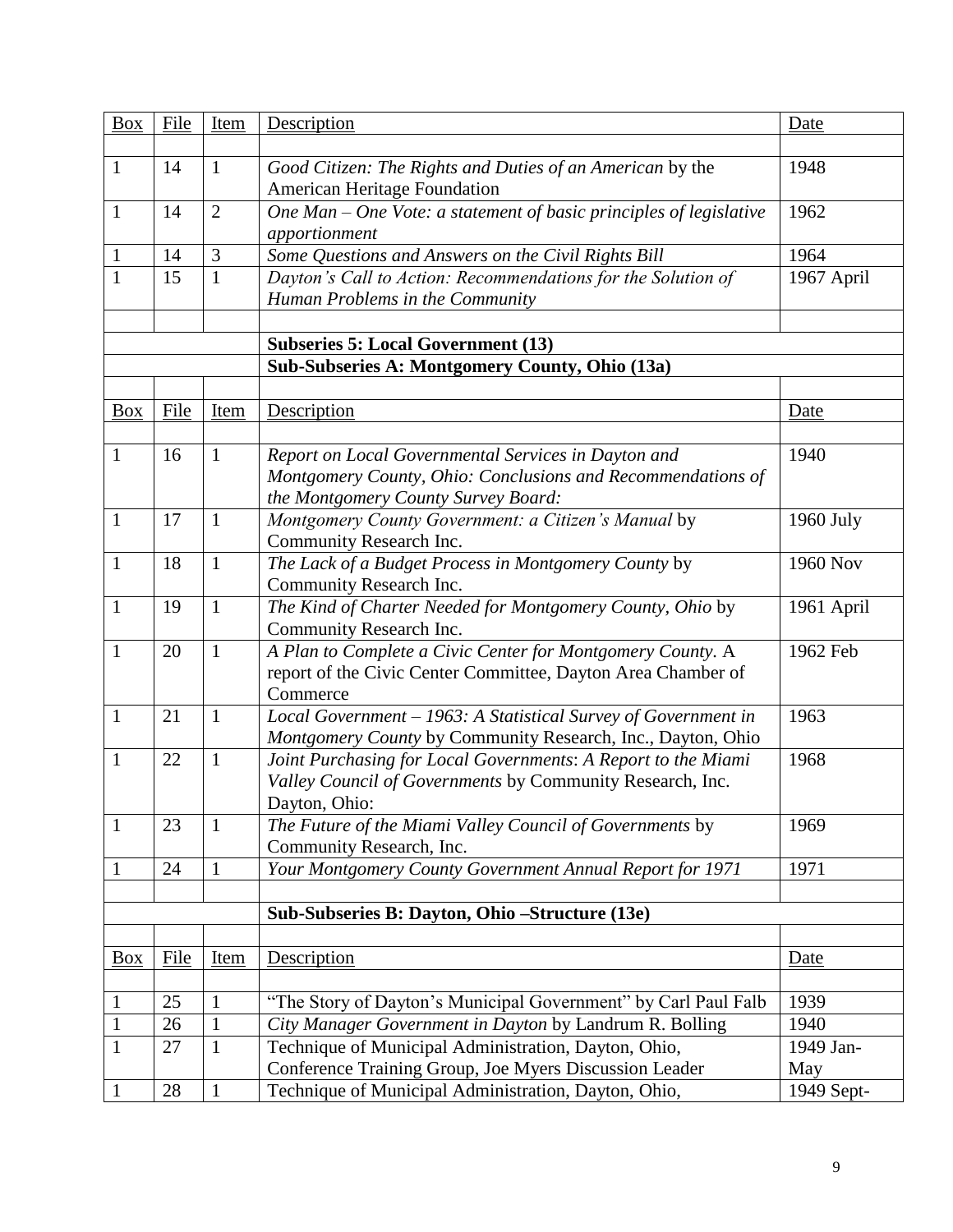| Box | File | Item | Description | Date |
|---|---|---|---|---|
| 1 | 14 | 1 | *Good Citizen: The Rights and Duties of an American* by the American Heritage Foundation | 1948 |
| 1 | 14 | 2 | *One Man – One Vote: a statement of basic principles of legislative apportionment* | 1962 |
| 1 | 14 | 3 | *Some Questions and Answers on the Civil Rights Bill* | 1964 |
| 1 | 15 | 1 | *Dayton's Call to Action: Recommendations for the Solution of Human Problems in the Community* | 1967 April |

**Subseries 5: Local Government (13)**

**Sub-Subseries A: Montgomery County, Ohio (13a)**

| Box | File | Item | Description | Date |
|---|---|---|---|---|
| 1 | 16 | 1 | *Report on Local Governmental Services in Dayton and Montgomery County, Ohio: Conclusions and Recommendations of the Montgomery County Survey Board:* | 1940 |
| 1 | 17 | 1 | *Montgomery County Government: a Citizen's Manual* by Community Research Inc. | 1960 July |
| 1 | 18 | 1 | *The Lack of a Budget Process in Montgomery County* by Community Research Inc. | 1960 Nov |
| 1 | 19 | 1 | *The Kind of Charter Needed for Montgomery County, Ohio* by Community Research Inc. | 1961 April |
| 1 | 20 | 1 | *A Plan to Complete a Civic Center for Montgomery County*. A report of the Civic Center Committee, Dayton Area Chamber of Commerce | 1962 Feb |
| 1 | 21 | 1 | *Local Government – 1963: A Statistical Survey of Government in Montgomery County* by Community Research, Inc., Dayton, Ohio | 1963 |
| 1 | 22 | 1 | *Joint Purchasing for Local Governments*: *A Report to the Miami Valley Council of Governments* by Community Research, Inc. Dayton, Ohio: | 1968 |
| 1 | 23 | 1 | *The Future of the Miami Valley Council of Governments* by Community Research, Inc. | 1969 |
| 1 | 24 | 1 | *Your Montgomery County Government Annual Report for 1971* | 1971 |

**Sub-Subseries B: Dayton, Ohio –Structure (13e)**

| Box | File | Item | Description | Date |
|---|---|---|---|---|
| 1 | 25 | 1 | "The Story of Dayton's Municipal Government" by Carl Paul Falb | 1939 |
| 1 | 26 | 1 | *City Manager Government in Dayton* by Landrum R. Bolling | 1940 |
| 1 | 27 | 1 | Technique of Municipal Administration, Dayton, Ohio, Conference Training Group, Joe Myers Discussion Leader | 1949 Jan-May |
| 1 | 28 | 1 | Technique of Municipal Administration, Dayton, Ohio, | 1949 Sept- |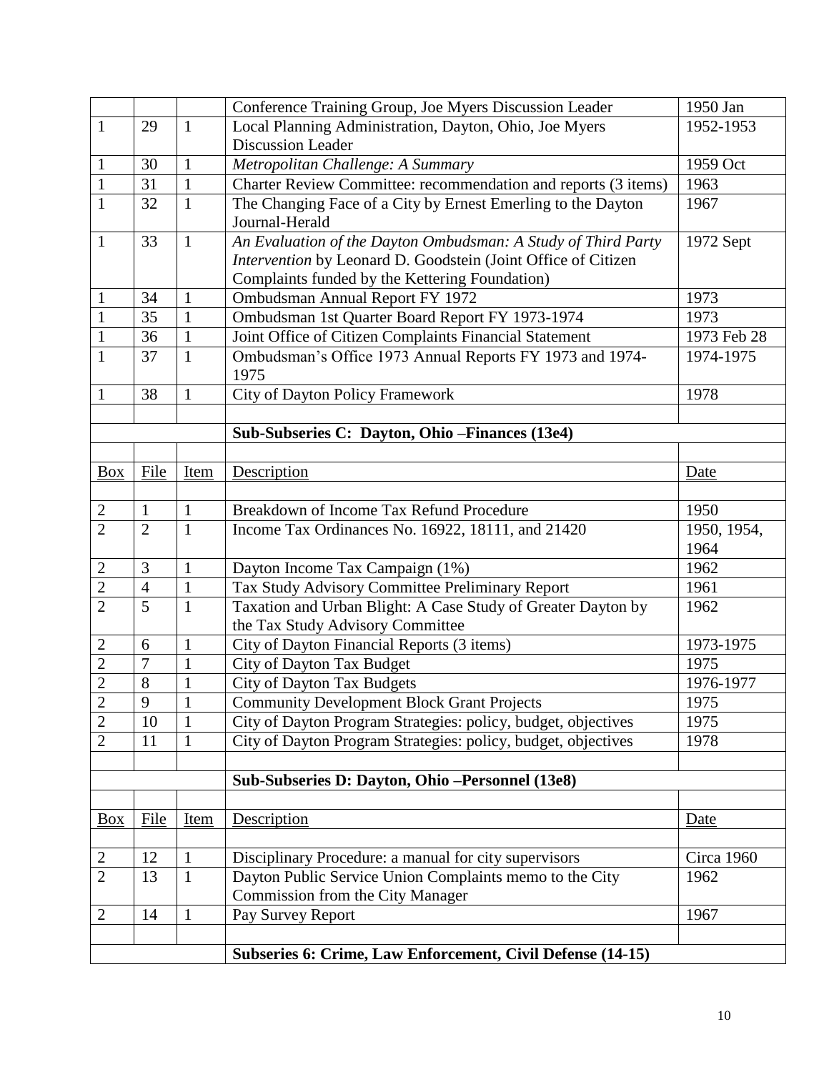| | | | Conference Training Group, Joe Myers Discussion Leader | 1950 Jan |
|---|---|---|---|---|
| 1 | 29 | 1 | Local Planning Administration, Dayton, Ohio, Joe Myers Discussion Leader | 1952-1953 |
| 1 | 30 | 1 | *Metropolitan Challenge: A Summary* | 1959 Oct |
| 1 | 31 | 1 | Charter Review Committee: recommendation and reports (3 items) | 1963 |
| 1 | 32 | 1 | The Changing Face of a City by Ernest Emerling to the Dayton Journal-Herald | 1967 |
| 1 | 33 | 1 | *An Evaluation of the Dayton Ombudsman: A Study of Third Party Intervention* by Leonard D. Goodstein (Joint Office of Citizen Complaints funded by the Kettering Foundation) | 1972 Sept |
| 1 | 34 | 1 | Ombudsman Annual Report FY 1972 | 1973 |
| 1 | 35 | 1 | Ombudsman 1st Quarter Board Report FY 1973-1974 | 1973 |
| 1 | 36 | 1 | Joint Office of Citizen Complaints Financial Statement | 1973 Feb 28 |
| 1 | 37 | 1 | Ombudsman's Office 1973 Annual Reports FY 1973 and 1974-1975 | 1974-1975 |
| 1 | 38 | 1 | City of Dayton Policy Framework | 1978 |
| | | | | |
| | | | **Sub-Subseries C: Dayton, Ohio –Finances (13e4)** | |
| | | | | |
| Box | File | Item | Description | Date |
| | | | | |
| 2 | 1 | 1 | Breakdown of Income Tax Refund Procedure | 1950 |
| 2 | 2 | 1 | Income Tax Ordinances No. 16922, 18111, and 21420 | 1950, 1954, 1964 |
| 2 | 3 | 1 | Dayton Income Tax Campaign (1%) | 1962 |
| 2 | 4 | 1 | Tax Study Advisory Committee Preliminary Report | 1961 |
| 2 | 5 | 1 | Taxation and Urban Blight: A Case Study of Greater Dayton by the Tax Study Advisory Committee | 1962 |
| 2 | 6 | 1 | City of Dayton Financial Reports (3 items) | 1973-1975 |
| 2 | 7 | 1 | City of Dayton Tax Budget | 1975 |
| 2 | 8 | 1 | City of Dayton Tax Budgets | 1976-1977 |
| 2 | 9 | 1 | Community Development Block Grant Projects | 1975 |
| 2 | 10 | 1 | City of Dayton Program Strategies: policy, budget, objectives | 1975 |
| 2 | 11 | 1 | City of Dayton Program Strategies: policy, budget, objectives | 1978 |
| | | | | |
| | | | **Sub-Subseries D: Dayton, Ohio –Personnel (13e8)** | |
| | | | | |
| Box | File | Item | Description | Date |
| | | | | |
| 2 | 12 | 1 | Disciplinary Procedure: a manual for city supervisors | Circa 1960 |
| 2 | 13 | 1 | Dayton Public Service Union Complaints memo to the City Commission from the City Manager | 1962 |
| 2 | 14 | 1 | Pay Survey Report | 1967 |
| | | | | |
| | | | **Subseries 6: Crime, Law Enforcement, Civil Defense (14-15)** | |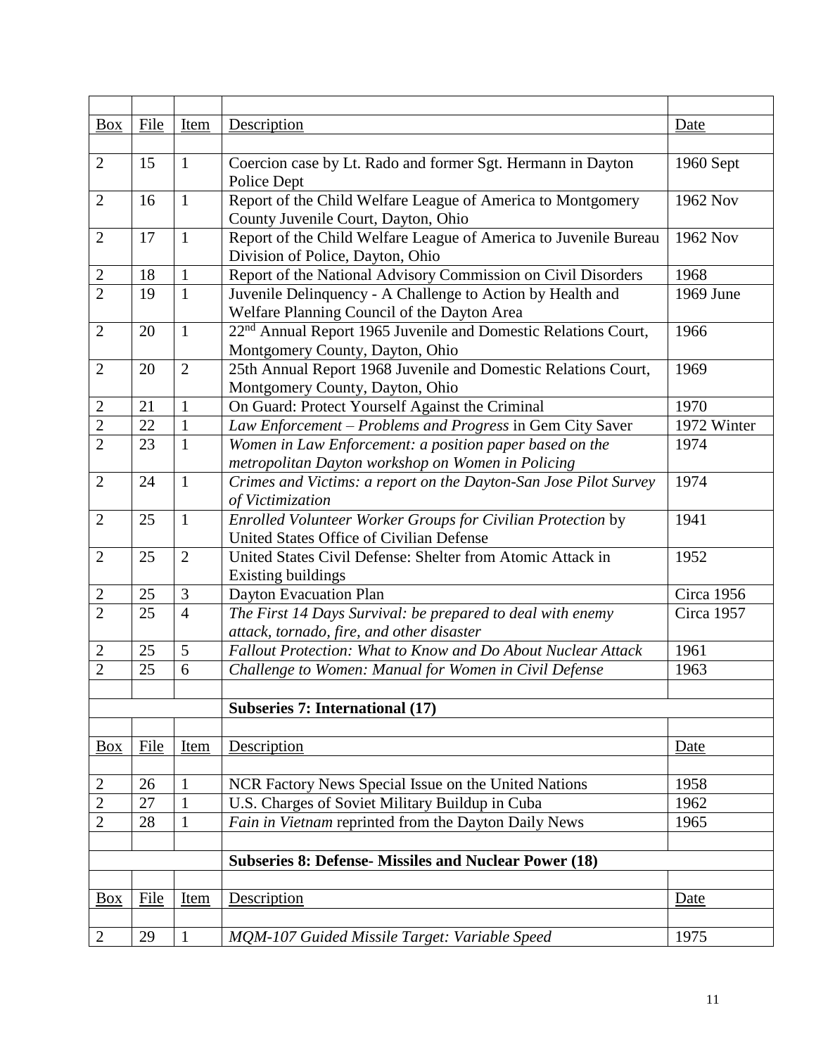| Box | File | Item | Description | Date |
|---|---|---|---|---|
| 2 | 15 | 1 | Coercion case by Lt. Rado and former Sgt. Hermann in Dayton Police Dept | 1960 Sept |
| 2 | 16 | 1 | Report of the Child Welfare League of America to Montgomery County Juvenile Court, Dayton, Ohio | 1962 Nov |
| 2 | 17 | 1 | Report of the Child Welfare League of America to Juvenile Bureau Division of Police, Dayton, Ohio | 1962 Nov |
| 2 | 18 | 1 | Report of the National Advisory Commission on Civil Disorders | 1968 |
| 2 | 19 | 1 | Juvenile Delinquency - A Challenge to Action by Health and Welfare Planning Council of the Dayton Area | 1969 June |
| 2 | 20 | 1 | 22nd Annual Report 1965 Juvenile and Domestic Relations Court, Montgomery County, Dayton, Ohio | 1966 |
| 2 | 20 | 2 | 25th Annual Report 1968 Juvenile and Domestic Relations Court, Montgomery County, Dayton, Ohio | 1969 |
| 2 | 21 | 1 | On Guard: Protect Yourself Against the Criminal | 1970 |
| 2 | 22 | 1 | *Law Enforcement – Problems and Progress* in Gem City Saver | 1972 Winter |
| 2 | 23 | 1 | *Women in Law Enforcement: a position paper based on the metropolitan Dayton workshop on Women in Policing* | 1974 |
| 2 | 24 | 1 | *Crimes and Victims: a report on the Dayton-San Jose Pilot Survey of Victimization* | 1974 |
| 2 | 25 | 1 | *Enrolled Volunteer Worker Groups for Civilian Protection* by United States Office of Civilian Defense | 1941 |
| 2 | 25 | 2 | United States Civil Defense: Shelter from Atomic Attack in Existing buildings | 1952 |
| 2 | 25 | 3 | Dayton Evacuation Plan | Circa 1956 |
| 2 | 25 | 4 | *The First 14 Days Survival: be prepared to deal with enemy attack, tornado, fire, and other disaster* | Circa 1957 |
| 2 | 25 | 5 | *Fallout Protection: What to Know and Do About Nuclear Attack* | 1961 |
| 2 | 25 | 6 | *Challenge to Women: Manual for Women in Civil Defense* | 1963 |

**Subseries 7: International (17)**

| Box | File | Item | Description | Date |
|---|---|---|---|---|
| 2 | 26 | 1 | NCR Factory News Special Issue on the United Nations | 1958 |
| 2 | 27 | 1 | U.S. Charges of Soviet Military Buildup in Cuba | 1962 |
| 2 | 28 | 1 | *Fain in Vietnam* reprinted from the Dayton Daily News | 1965 |

**Subseries 8: Defense- Missiles and Nuclear Power (18)**

| Box | File | Item | Description | Date |
|---|---|---|---|---|
| 2 | 29 | 1 | *MQM-107 Guided Missile Target: Variable Speed* | 1975 |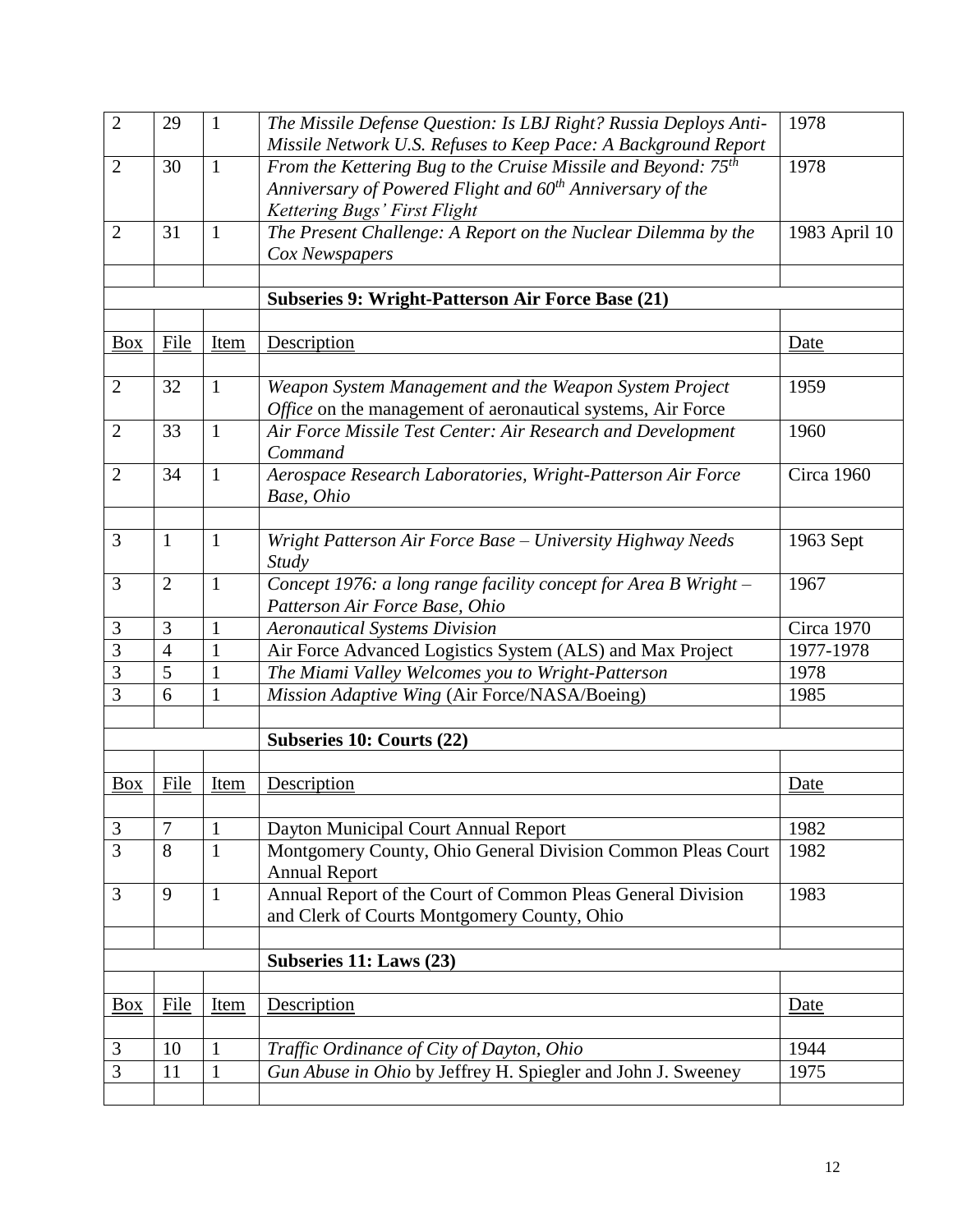| | | | | |
|---|---|---|---|---|
| 2 | 29 | 1 | *The Missile Defense Question: Is LBJ Right? Russia Deploys Anti-Missile Network U.S. Refuses to Keep Pace: A Background Report* | 1978 |
| 2 | 30 | 1 | *From the Kettering Bug to the Cruise Missile and Beyond: 75th Anniversary of Powered Flight and 60th Anniversary of the Kettering Bugs' First Flight* | 1978 |
| 2 | 31 | 1 | *The Present Challenge: A Report on the Nuclear Dilemma by the Cox Newspapers* | 1983 April 10 |

**Subseries 9: Wright-Patterson Air Force Base (21)**

| Box | File | Item | Description | Date |
|---|---|---|---|---|
| 2 | 32 | 1 | *Weapon System Management and the Weapon System Project Office* on the management of aeronautical systems, Air Force | 1959 |
| 2 | 33 | 1 | *Air Force Missile Test Center: Air Research and Development Command* | 1960 |
| 2 | 34 | 1 | *Aerospace Research Laboratories, Wright-Patterson Air Force Base, Ohio* | Circa 1960 |
| | | | | |
| 3 | 1 | 1 | *Wright Patterson Air Force Base – University Highway Needs Study* | 1963 Sept |
| 3 | 2 | 1 | *Concept 1976: a long range facility concept for Area B Wright – Patterson Air Force Base, Ohio* | 1967 |
| 3 | 3 | 1 | *Aeronautical Systems Division* | Circa 1970 |
| 3 | 4 | 1 | Air Force Advanced Logistics System (ALS) and Max Project | 1977-1978 |
| 3 | 5 | 1 | *The Miami Valley Welcomes you to Wright-Patterson* | 1978 |
| 3 | 6 | 1 | *Mission Adaptive Wing* (Air Force/NASA/Boeing) | 1985 |

**Subseries 10: Courts (22)**

| Box | File | Item | Description | Date |
|---|---|---|---|---|
| 3 | 7 | 1 | Dayton Municipal Court Annual Report | 1982 |
| 3 | 8 | 1 | Montgomery County, Ohio General Division Common Pleas Court Annual Report | 1982 |
| 3 | 9 | 1 | Annual Report of the Court of Common Pleas General Division and Clerk of Courts Montgomery County, Ohio | 1983 |

**Subseries 11: Laws (23)**

| Box | File | Item | Description | Date |
|---|---|---|---|---|
| 3 | 10 | 1 | *Traffic Ordinance of City of Dayton, Ohio* | 1944 |
| 3 | 11 | 1 | *Gun Abuse in Ohio* by Jeffrey H. Spiegler and John J. Sweeney | 1975 |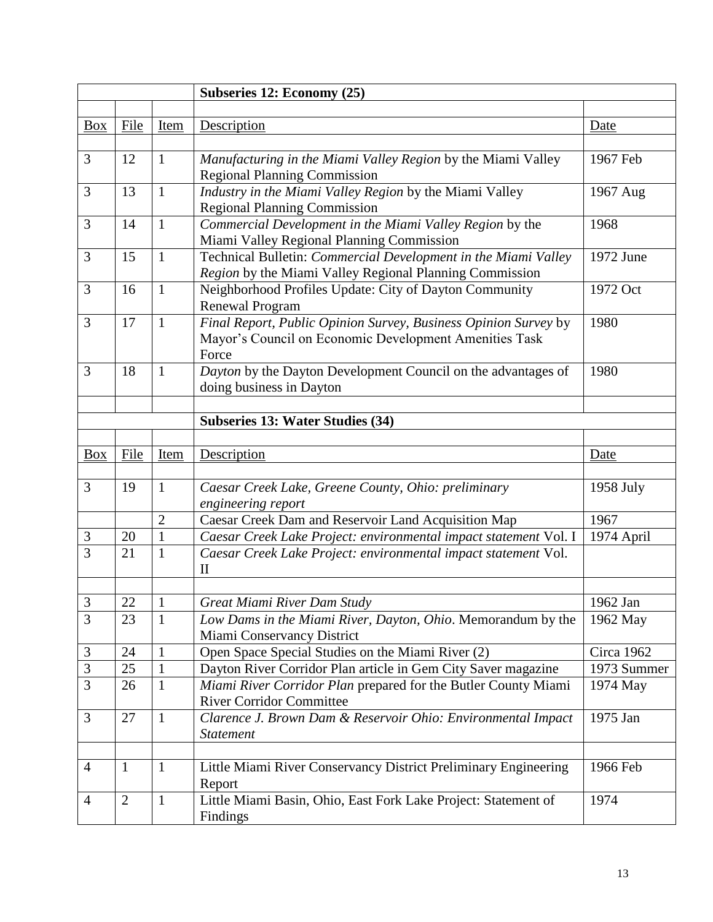| | | | Subseries 12: Economy (25) | |
|---|---|---|---|---|
| | | | | |
| Box | File | Item | Description | Date |
| | | | | |
| 3 | 12 | 1 | *Manufacturing in the Miami Valley Region* by the Miami Valley Regional Planning Commission | 1967 Feb |
| 3 | 13 | 1 | *Industry in the Miami Valley Region* by the Miami Valley Regional Planning Commission | 1967 Aug |
| 3 | 14 | 1 | *Commercial Development in the Miami Valley Region* by the Miami Valley Regional Planning Commission | 1968 |
| 3 | 15 | 1 | Technical Bulletin: *Commercial Development in the Miami Valley Region* by the Miami Valley Regional Planning Commission | 1972 June |
| 3 | 16 | 1 | Neighborhood Profiles Update: City of Dayton Community Renewal Program | 1972 Oct |
| 3 | 17 | 1 | *Final Report, Public Opinion Survey, Business Opinion Survey* by Mayor's Council on Economic Development Amenities Task Force | 1980 |
| 3 | 18 | 1 | *Dayton* by the Dayton Development Council on the advantages of doing business in Dayton | 1980 |
| | | | | |
| | | | **Subseries 13: Water Studies (34)** | |
| | | | | |
| Box | File | Item | Description | Date |
| | | | | |
| 3 | 19 | 1 | *Caesar Creek Lake, Greene County, Ohio: preliminary engineering report* | 1958 July |
| | | 2 | Caesar Creek Dam and Reservoir Land Acquisition Map | 1967 |
| 3 | 20 | 1 | *Caesar Creek Lake Project: environmental impact statement* Vol. I | 1974 April |
| 3 | 21 | 1 | *Caesar Creek Lake Project: environmental impact statement* Vol. II | |
| | | | | |
| 3 | 22 | 1 | *Great Miami River Dam Study* | 1962 Jan |
| 3 | 23 | 1 | *Low Dams in the Miami River, Dayton, Ohio*. Memorandum by the Miami Conservancy District | 1962 May |
| 3 | 24 | 1 | Open Space Special Studies on the Miami River (2) | Circa 1962 |
| 3 | 25 | 1 | Dayton River Corridor Plan article in Gem City Saver magazine | 1973 Summer |
| 3 | 26 | 1 | *Miami River Corridor Plan* prepared for the Butler County Miami River Corridor Committee | 1974 May |
| 3 | 27 | 1 | *Clarence J. Brown Dam & Reservoir Ohio: Environmental Impact Statement* | 1975 Jan |
| | | | | |
| 4 | 1 | 1 | Little Miami River Conservancy District Preliminary Engineering Report | 1966 Feb |
| 4 | 2 | 1 | Little Miami Basin, Ohio, East Fork Lake Project: Statement of Findings | 1974 |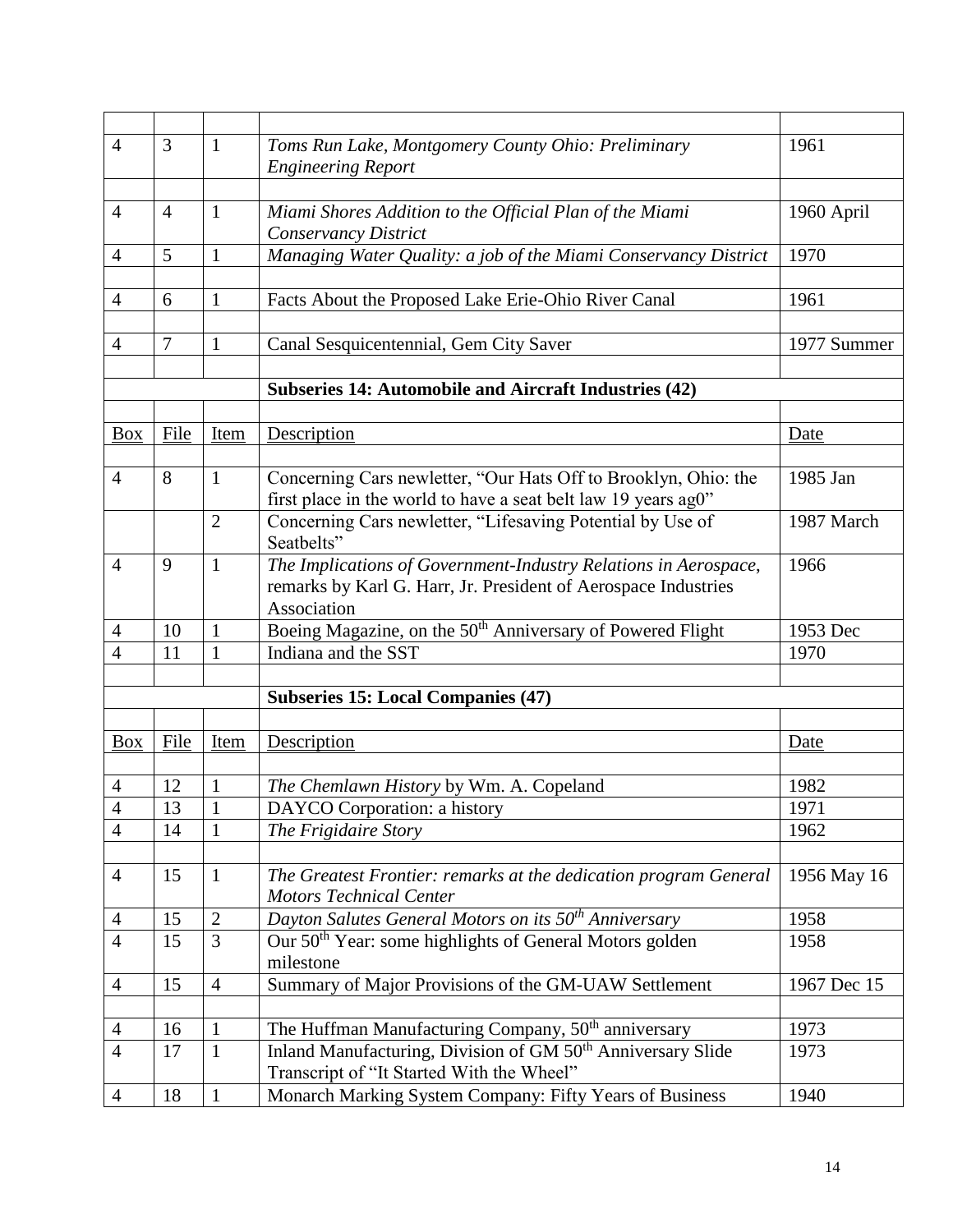| | | | | |
|---|---|---|---|---|
| 4 | 3 | 1 | *Toms Run Lake, Montgomery County Ohio: Preliminary Engineering Report* | 1961 |
| | | | | |
| 4 | 4 | 1 | *Miami Shores Addition to the Official Plan of the Miami Conservancy District* | 1960 April |
| 4 | 5 | 1 | *Managing Water Quality: a job of the Miami Conservancy District* | 1970 |
| | | | | |
| 4 | 6 | 1 | Facts About the Proposed Lake Erie-Ohio River Canal | 1961 |
| | | | | |
| 4 | 7 | 1 | Canal Sesquicentennial, Gem City Saver | 1977 Summer |
| | | | | |
| | | | **Subseries 14: Automobile and Aircraft Industries (42)** | |
| | | | | |
| Box | File | Item | Description | Date |
| | | | | |
| 4 | 8 | 1 | Concerning Cars newletter, "Our Hats Off to Brooklyn, Ohio: the first place in the world to have a seat belt law 19 years ag0" | 1985 Jan |
| | | 2 | Concerning Cars newletter, "Lifesaving Potential by Use of Seatbelts" | 1987 March |
| 4 | 9 | 1 | *The Implications of Government-Industry Relations in Aerospace*, remarks by Karl G. Harr, Jr. President of Aerospace Industries Association | 1966 |
| 4 | 10 | 1 | Boeing Magazine, on the 50th Anniversary of Powered Flight | 1953 Dec |
| 4 | 11 | 1 | Indiana and the SST | 1970 |
| | | | | |
| | | | **Subseries 15: Local Companies (47)** | |
| | | | | |
| Box | File | Item | Description | Date |
| | | | | |
| 4 | 12 | 1 | *The Chemlawn History* by Wm. A. Copeland | 1982 |
| 4 | 13 | 1 | DAYCO Corporation: a history | 1971 |
| 4 | 14 | 1 | *The Frigidaire Story* | 1962 |
| | | | | |
| 4 | 15 | 1 | *The Greatest Frontier: remarks at the dedication program General Motors Technical Center* | 1956 May 16 |
| 4 | 15 | 2 | *Dayton Salutes General Motors on its 50th Anniversary* | 1958 |
| 4 | 15 | 3 | Our 50th Year: some highlights of General Motors golden milestone | 1958 |
| 4 | 15 | 4 | Summary of Major Provisions of the GM-UAW Settlement | 1967 Dec 15 |
| | | | | |
| 4 | 16 | 1 | The Huffman Manufacturing Company, 50th anniversary | 1973 |
| 4 | 17 | 1 | Inland Manufacturing, Division of GM 50th Anniversary Slide Transcript of "It Started With the Wheel" | 1973 |
| 4 | 18 | 1 | Monarch Marking System Company: Fifty Years of Business | 1940 |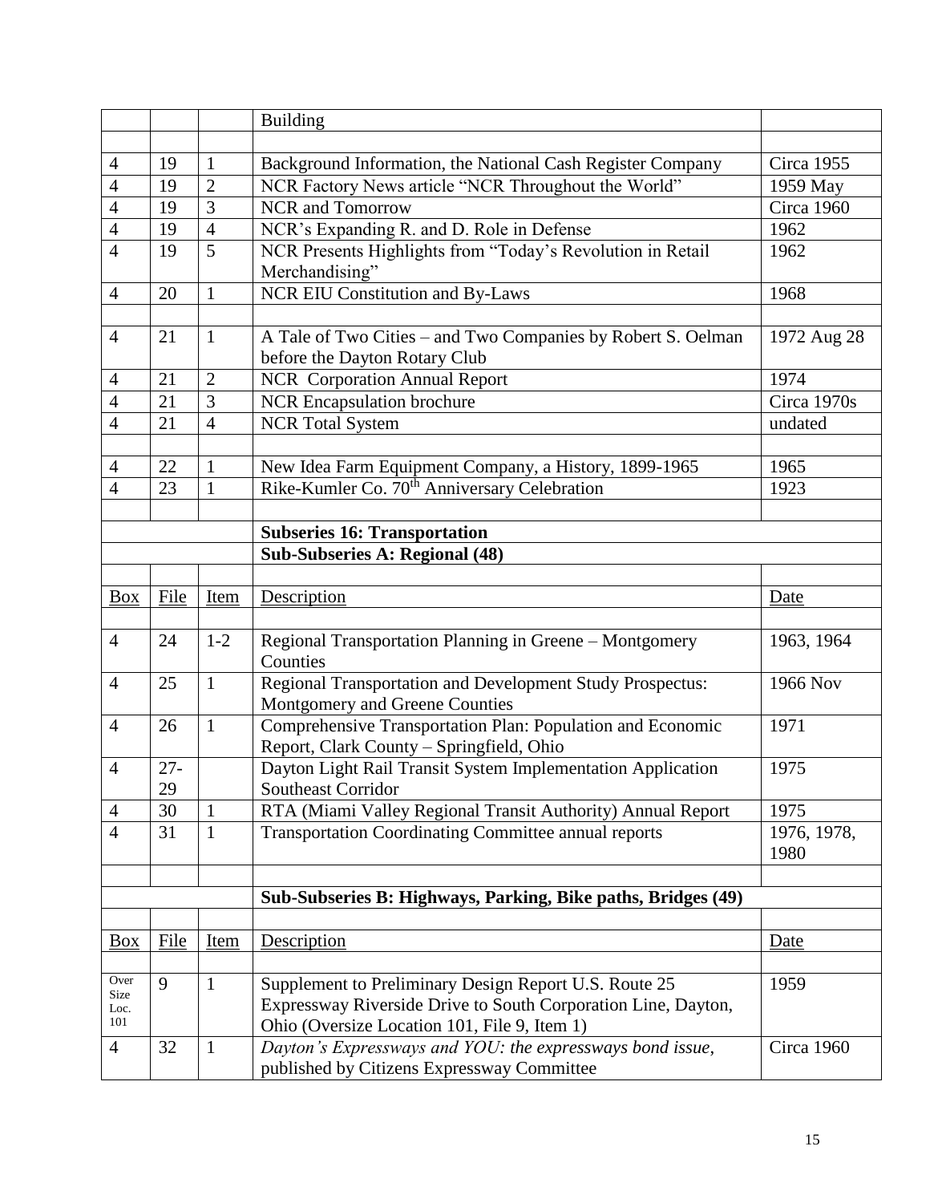| | | | Building | |
|---|---|---|---|---|
| | | | | |
| 4 | 19 | 1 | Background Information, the National Cash Register Company | Circa 1955 |
| 4 | 19 | 2 | NCR Factory News article "NCR Throughout the World" | 1959 May |
| 4 | 19 | 3 | NCR and Tomorrow | Circa 1960 |
| 4 | 19 | 4 | NCR's Expanding R. and D. Role in Defense | 1962 |
| 4 | 19 | 5 | NCR Presents Highlights from "Today's Revolution in Retail Merchandising" | 1962 |
| 4 | 20 | 1 | NCR EIU Constitution and By-Laws | 1968 |
| | | | | |
| 4 | 21 | 1 | A Tale of Two Cities – and Two Companies by Robert S. Oelman before the Dayton Rotary Club | 1972 Aug 28 |
| 4 | 21 | 2 | NCR Corporation Annual Report | 1974 |
| 4 | 21 | 3 | NCR Encapsulation brochure | Circa 1970s |
| 4 | 21 | 4 | NCR Total System | undated |
| | | | | |
| 4 | 22 | 1 | New Idea Farm Equipment Company, a History, 1899-1965 | 1965 |
| 4 | 23 | 1 | Rike-Kumler Co. 70th Anniversary Celebration | 1923 |
| | | | | |
| | | | **Subseries 16: Transportation** | |
| | | | **Sub-Subseries A: Regional (48)** | |
| | | | | |
| Box | File | Item | Description | Date |
| | | | | |
| 4 | 24 | 1-2 | Regional Transportation Planning in Greene – Montgomery Counties | 1963, 1964 |
| 4 | 25 | 1 | Regional Transportation and Development Study Prospectus: Montgomery and Greene Counties | 1966 Nov |
| 4 | 26 | 1 | Comprehensive Transportation Plan: Population and Economic Report, Clark County – Springfield, Ohio | 1971 |
| 4 | 27-29 | | Dayton Light Rail Transit System Implementation Application Southeast Corridor | 1975 |
| 4 | 30 | 1 | RTA (Miami Valley Regional Transit Authority) Annual Report | 1975 |
| 4 | 31 | 1 | Transportation Coordinating Committee annual reports | 1976, 1978, 1980 |
| | | | | |
| | | | **Sub-Subseries B: Highways, Parking, Bike paths, Bridges (49)** | |
| | | | | |
| Box | File | Item | Description | Date |
| | | | | |
| Over Size Loc. 101 | 9 | 1 | Supplement to Preliminary Design Report U.S. Route 25 Expressway Riverside Drive to South Corporation Line, Dayton, Ohio (Oversize Location 101, File 9, Item 1) | 1959 |
| 4 | 32 | 1 | *Dayton's Expressways and YOU: the expressways bond issue*, published by Citizens Expressway Committee | Circa 1960 |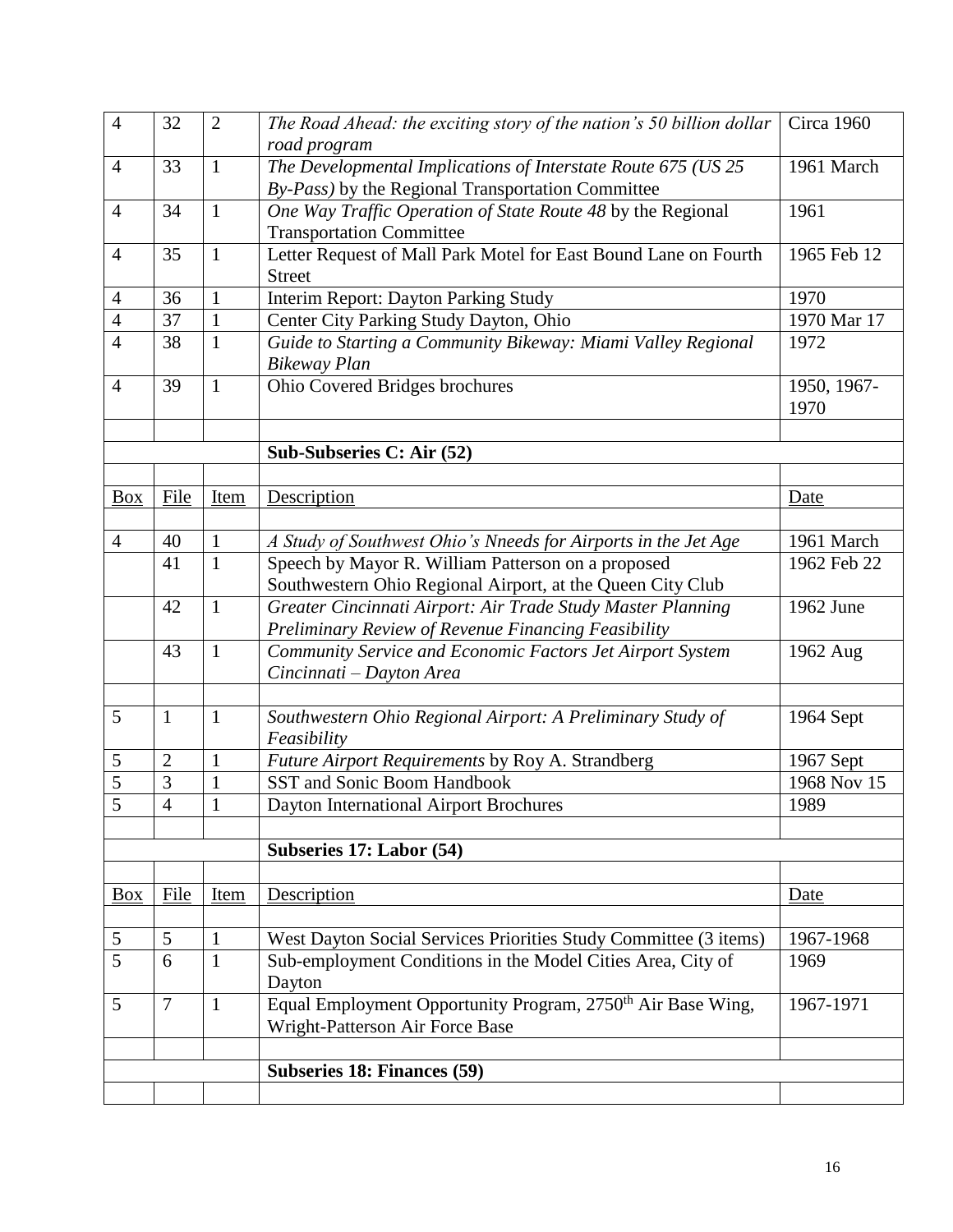| | | | | |
|---|---|---|---|---|
| 4 | 32 | 2 | *The Road Ahead: the exciting story of the nation's 50 billion dollar road program* | Circa 1960 |
| 4 | 33 | 1 | *The Developmental Implications of Interstate Route 675 (US 25 By-Pass)* by the Regional Transportation Committee | 1961 March |
| 4 | 34 | 1 | *One Way Traffic Operation of State Route 48* by the Regional Transportation Committee | 1961 |
| 4 | 35 | 1 | Letter Request of Mall Park Motel for East Bound Lane on Fourth Street | 1965 Feb 12 |
| 4 | 36 | 1 | Interim Report: Dayton Parking Study | 1970 |
| 4 | 37 | 1 | Center City Parking Study Dayton, Ohio | 1970 Mar 17 |
| 4 | 38 | 1 | *Guide to Starting a Community Bikeway: Miami Valley Regional Bikeway Plan* | 1972 |
| 4 | 39 | 1 | Ohio Covered Bridges brochures | 1950, 1967-1970 |
| | | | | |
| | | | **Sub-Subseries C: Air (52)** | |
| | | | | |
| Box | File | Item | Description | Date |
| | | | | |
| 4 | 40 | 1 | *A Study of Southwest Ohio's Nneeds for Airports in the Jet Age* | 1961 March |
| | 41 | 1 | Speech by Mayor R. William Patterson on a proposed Southwestern Ohio Regional Airport, at the Queen City Club | 1962 Feb 22 |
| | 42 | 1 | *Greater Cincinnati Airport: Air Trade Study Master Planning Preliminary Review of Revenue Financing Feasibility* | 1962 June |
| | 43 | 1 | *Community Service and Economic Factors Jet Airport System Cincinnati – Dayton Area* | 1962 Aug |
| | | | | |
| 5 | 1 | 1 | *Southwestern Ohio Regional Airport: A Preliminary Study of Feasibility* | 1964 Sept |
| 5 | 2 | 1 | *Future Airport Requirements* by Roy A. Strandberg | 1967 Sept |
| 5 | 3 | 1 | SST and Sonic Boom Handbook | 1968 Nov 15 |
| 5 | 4 | 1 | Dayton International Airport Brochures | 1989 |
| | | | | |
| | | | **Subseries 17: Labor (54)** | |
| | | | | |
| Box | File | Item | Description | Date |
| | | | | |
| 5 | 5 | 1 | West Dayton Social Services Priorities Study Committee (3 items) | 1967-1968 |
| 5 | 6 | 1 | Sub-employment Conditions in the Model Cities Area, City of Dayton | 1969 |
| 5 | 7 | 1 | Equal Employment Opportunity Program, 2750th Air Base Wing, Wright-Patterson Air Force Base | 1967-1971 |
| | | | | |
| | | | **Subseries 18: Finances (59)** | |
| | | | | |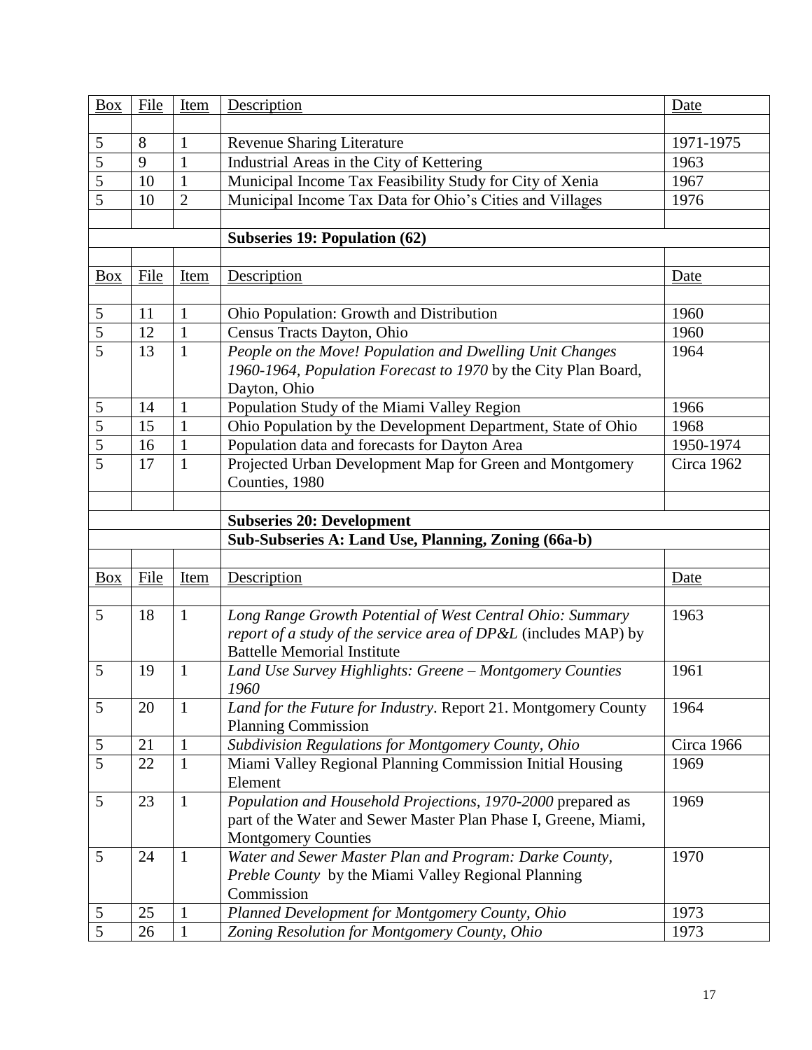| Box | File | Item | Description | Date |
|---|---|---|---|---|
| 5 | 8 | 1 | Revenue Sharing Literature | 1971-1975 |
| 5 | 9 | 1 | Industrial Areas in the City of Kettering | 1963 |
| 5 | 10 | 1 | Municipal Income Tax Feasibility Study for City of Xenia | 1967 |
| 5 | 10 | 2 | Municipal Income Tax Data for Ohio's Cities and Villages | 1976 |

**Subseries 19: Population (62)**

| Box | File | Item | Description | Date |
|---|---|---|---|---|
| 5 | 11 | 1 | Ohio Population: Growth and Distribution | 1960 |
| 5 | 12 | 1 | Census Tracts Dayton, Ohio | 1960 |
| 5 | 13 | 1 | *People on the Move! Population and Dwelling Unit Changes 1960-1964, Population Forecast to 1970* by the City Plan Board, Dayton, Ohio | 1964 |
| 5 | 14 | 1 | Population Study of the Miami Valley Region | 1966 |
| 5 | 15 | 1 | Ohio Population by the Development Department, State of Ohio | 1968 |
| 5 | 16 | 1 | Population data and forecasts for Dayton Area | 1950-1974 |
| 5 | 17 | 1 | Projected Urban Development Map for Green and Montgomery Counties, 1980 | Circa 1962 |

**Subseries 20: Development**

**Sub-Subseries A: Land Use, Planning, Zoning (66a-b)**

| Box | File | Item | Description | Date |
|---|---|---|---|---|
| 5 | 18 | 1 | *Long Range Growth Potential of West Central Ohio: Summary report of a study of the service area of DP&L* (includes MAP) by Battelle Memorial Institute | 1963 |
| 5 | 19 | 1 | *Land Use Survey Highlights: Greene – Montgomery Counties 1960* | 1961 |
| 5 | 20 | 1 | *Land for the Future for Industry*. Report 21. Montgomery County Planning Commission | 1964 |
| 5 | 21 | 1 | *Subdivision Regulations for Montgomery County, Ohio* | Circa 1966 |
| 5 | 22 | 1 | Miami Valley Regional Planning Commission Initial Housing Element | 1969 |
| 5 | 23 | 1 | *Population and Household Projections, 1970-2000* prepared as part of the Water and Sewer Master Plan Phase I, Greene, Miami, Montgomery Counties | 1969 |
| 5 | 24 | 1 | *Water and Sewer Master Plan and Program: Darke County, Preble County* by the Miami Valley Regional Planning Commission | 1970 |
| 5 | 25 | 1 | *Planned Development for Montgomery County, Ohio* | 1973 |
| 5 | 26 | 1 | *Zoning Resolution for Montgomery County, Ohio* | 1973 |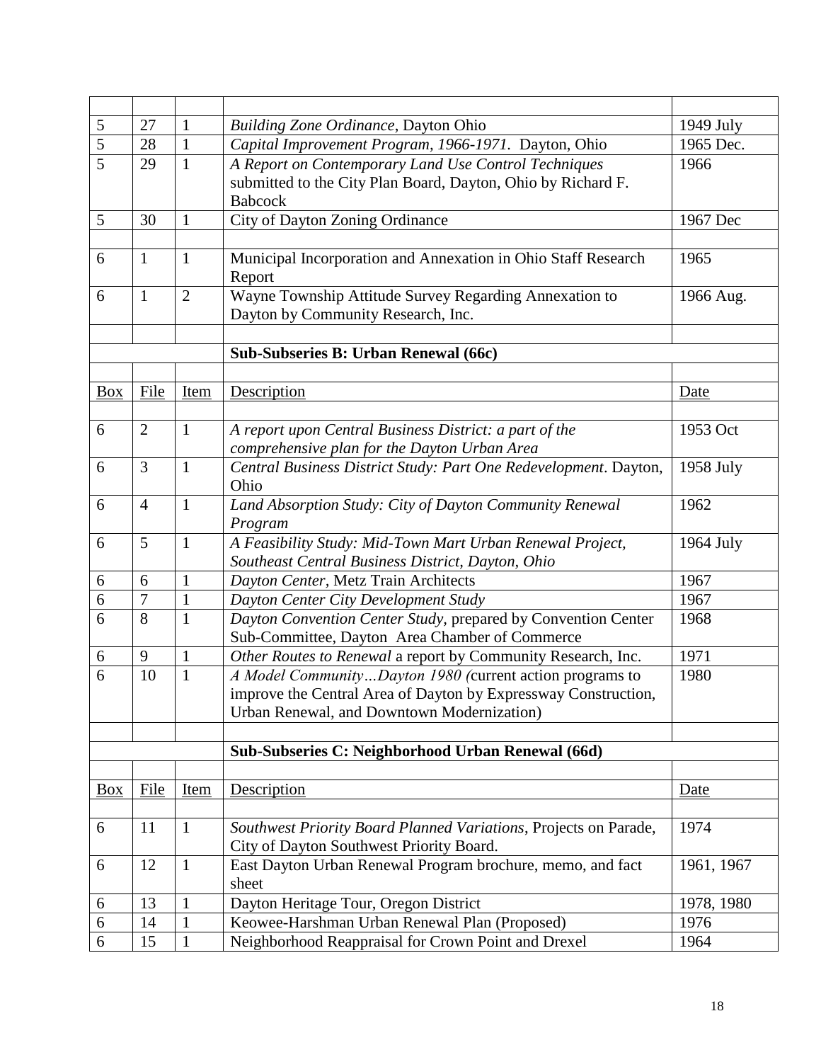| | | | | |
|---|---|---|---|---|
| 5 | 27 | 1 | *Building Zone Ordinance*, Dayton Ohio | 1949 July |
| 5 | 28 | 1 | *Capital Improvement Program, 1966-1971.* Dayton, Ohio | 1965 Dec. |
| 5 | 29 | 1 | *A Report on Contemporary Land Use Control Techniques* submitted to the City Plan Board, Dayton, Ohio by Richard F. Babcock | 1966 |
| 5 | 30 | 1 | City of Dayton Zoning Ordinance | 1967 Dec |
| | | | | |
| 6 | 1 | 1 | Municipal Incorporation and Annexation in Ohio Staff Research Report | 1965 |
| 6 | 1 | 2 | Wayne Township Attitude Survey Regarding Annexation to Dayton by Community Research, Inc. | 1966 Aug. |
| | | | | |
| | | | **Sub-Subseries B: Urban Renewal (66c)** | |
| | | | | |
| Box | File | Item | Description | Date |
| | | | | |
| 6 | 2 | 1 | *A report upon Central Business District: a part of the comprehensive plan for the Dayton Urban Area* | 1953 Oct |
| 6 | 3 | 1 | *Central Business District Study: Part One Redevelopment*. Dayton, Ohio | 1958 July |
| 6 | 4 | 1 | *Land Absorption Study: City of Dayton Community Renewal Program* | 1962 |
| 6 | 5 | 1 | *A Feasibility Study: Mid-Town Mart Urban Renewal Project, Southeast Central Business District, Dayton, Ohio* | 1964 July |
| 6 | 6 | 1 | *Dayton Center*, Metz Train Architects | 1967 |
| 6 | 7 | 1 | *Dayton Center City Development Study* | 1967 |
| 6 | 8 | 1 | *Dayton Convention Center Study*, prepared by Convention Center Sub-Committee, Dayton Area Chamber of Commerce | 1968 |
| 6 | 9 | 1 | *Other Routes to Renewal* a report by Community Research, Inc. | 1971 |
| 6 | 10 | 1 | *A Model Community…Dayton 1980 (*current action programs to improve the Central Area of Dayton by Expressway Construction, Urban Renewal, and Downtown Modernization) | 1980 |
| | | | | |
| | | | **Sub-Subseries C: Neighborhood Urban Renewal (66d)** | |
| | | | | |
| Box | File | Item | Description | Date |
| | | | | |
| 6 | 11 | 1 | *Southwest Priority Board Planned Variations*, Projects on Parade, City of Dayton Southwest Priority Board. | 1974 |
| 6 | 12 | 1 | East Dayton Urban Renewal Program brochure, memo, and fact sheet | 1961, 1967 |
| 6 | 13 | 1 | Dayton Heritage Tour, Oregon District | 1978, 1980 |
| 6 | 14 | 1 | Keowee-Harshman Urban Renewal Plan (Proposed) | 1976 |
| 6 | 15 | 1 | Neighborhood Reappraisal for Crown Point and Drexel | 1964 |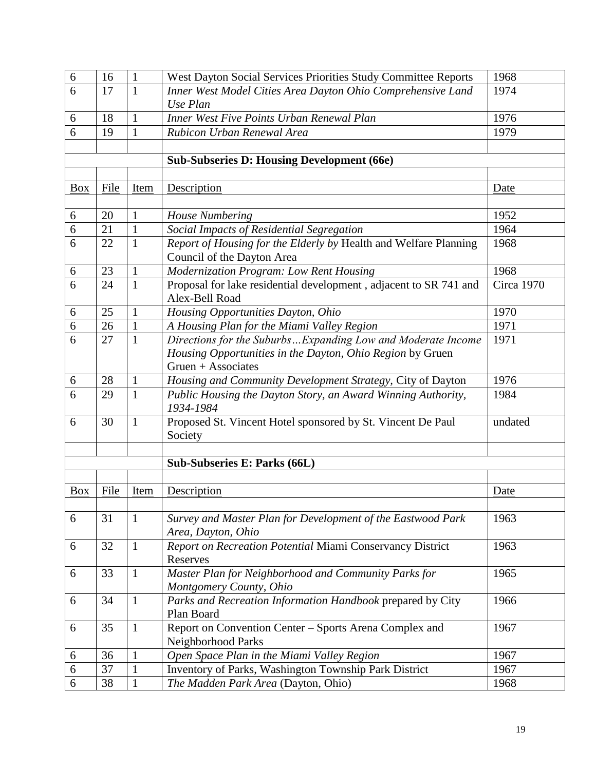| | | | | |
|---|---|---|---|---|
| 6 | 16 | 1 | West Dayton Social Services Priorities Study Committee Reports | 1968 |
| 6 | 17 | 1 | *Inner West Model Cities Area Dayton Ohio Comprehensive Land Use Plan* | 1974 |
| 6 | 18 | 1 | *Inner West Five Points Urban Renewal Plan* | 1976 |
| 6 | 19 | 1 | *Rubicon Urban Renewal Area* | 1979 |
| | | | | |
| | | | **Sub-Subseries D: Housing Development (66e)** | |
| | | | | |
| Box | File | Item | Description | Date |
| | | | | |
| 6 | 20 | 1 | *House Numbering* | 1952 |
| 6 | 21 | 1 | *Social Impacts of Residential Segregation* | 1964 |
| 6 | 22 | 1 | *Report of Housing for the Elderly by* Health and Welfare Planning Council of the Dayton Area | 1968 |
| 6 | 23 | 1 | *Modernization Program: Low Rent Housing* | 1968 |
| 6 | 24 | 1 | Proposal for lake residential development , adjacent to SR 741 and Alex-Bell Road | Circa 1970 |
| 6 | 25 | 1 | *Housing Opportunities Dayton, Ohio* | 1970 |
| 6 | 26 | 1 | *A Housing Plan for the Miami Valley Region* | 1971 |
| 6 | 27 | 1 | *Directions for the Suburbs…Expanding Low and Moderate Income Housing Opportunities in the Dayton, Ohio Region* by Gruen Gruen + Associates | 1971 |
| 6 | 28 | 1 | *Housing and Community Development Strategy,* City of Dayton | 1976 |
| 6 | 29 | 1 | *Public Housing the Dayton Story, an Award Winning Authority, 1934-1984* | 1984 |
| 6 | 30 | 1 | Proposed St. Vincent Hotel sponsored by St. Vincent De Paul Society | undated |
| | | | | |
| | | | **Sub-Subseries E: Parks (66L)** | |
| | | | | |
| Box | File | Item | Description | Date |
| | | | | |
| 6 | 31 | 1 | *Survey and Master Plan for Development of the Eastwood Park Area, Dayton, Ohio* | 1963 |
| 6 | 32 | 1 | *Report on Recreation Potential* Miami Conservancy District Reserves | 1963 |
| 6 | 33 | 1 | *Master Plan for Neighborhood and Community Parks for Montgomery County, Ohio* | 1965 |
| 6 | 34 | 1 | *Parks and Recreation Information Handbook* prepared by City Plan Board | 1966 |
| 6 | 35 | 1 | Report on Convention Center – Sports Arena Complex and Neighborhood Parks | 1967 |
| 6 | 36 | 1 | *Open Space Plan in the Miami Valley Region* | 1967 |
| 6 | 37 | 1 | Inventory of Parks, Washington Township Park District | 1967 |
| 6 | 38 | 1 | *The Madden Park Area* (Dayton, Ohio) | 1968 |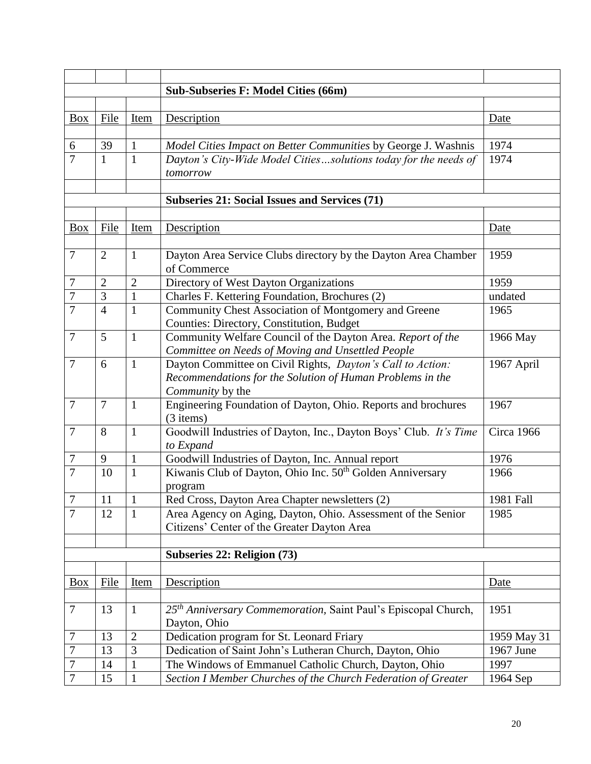| | | | | |
|---|---|---|---|---|
| | | | **Sub-Subseries F: Model Cities (66m)** | |
| | | | | |
| Box | File | Item | Description | Date |
| | | | | |
| 6 | 39 | 1 | *Model Cities Impact on Better Communities* by George J. Washnis | 1974 |
| 7 | 1 | 1 | *Dayton's City-Wide Model Cities…solutions today for the needs of tomorrow* | 1974 |
| | | | | |
| | | | **Subseries 21: Social Issues and Services (71)** | |
| | | | | |
| Box | File | Item | Description | Date |
| | | | | |
| 7 | 2 | 1 | Dayton Area Service Clubs directory by the Dayton Area Chamber of Commerce | 1959 |
| 7 | 2 | 2 | Directory of West Dayton Organizations | 1959 |
| 7 | 3 | 1 | Charles F. Kettering Foundation, Brochures (2) | undated |
| 7 | 4 | 1 | Community Chest Association of Montgomery and Greene Counties: Directory, Constitution, Budget | 1965 |
| 7 | 5 | 1 | Community Welfare Council of the Dayton Area. *Report of the Committee on Needs of Moving and Unsettled People* | 1966 May |
| 7 | 6 | 1 | Dayton Committee on Civil Rights, *Dayton's Call to Action: Recommendations for the Solution of Human Problems in the Community* by the | 1967 April |
| 7 | 7 | 1 | Engineering Foundation of Dayton, Ohio. Reports and brochures (3 items) | 1967 |
| 7 | 8 | 1 | Goodwill Industries of Dayton, Inc., Dayton Boys' Club. *It's Time to Expand* | Circa 1966 |
| 7 | 9 | 1 | Goodwill Industries of Dayton, Inc. Annual report | 1976 |
| 7 | 10 | 1 | Kiwanis Club of Dayton, Ohio Inc. 50th Golden Anniversary program | 1966 |
| 7 | 11 | 1 | Red Cross, Dayton Area Chapter newsletters (2) | 1981 Fall |
| 7 | 12 | 1 | Area Agency on Aging, Dayton, Ohio. Assessment of the Senior Citizens' Center of the Greater Dayton Area | 1985 |
| | | | | |
| | | | **Subseries 22: Religion (73)** | |
| | | | | |
| Box | File | Item | Description | Date |
| | | | | |
| 7 | 13 | 1 | *25th Anniversary Commemoration,* Saint Paul's Episcopal Church, Dayton, Ohio | 1951 |
| 7 | 13 | 2 | Dedication program for St. Leonard Friary | 1959 May 31 |
| 7 | 13 | 3 | Dedication of Saint John's Lutheran Church, Dayton, Ohio | 1967 June |
| 7 | 14 | 1 | The Windows of Emmanuel Catholic Church, Dayton, Ohio | 1997 |
| 7 | 15 | 1 | *Section I Member Churches of the Church Federation of Greater* | 1964 Sep |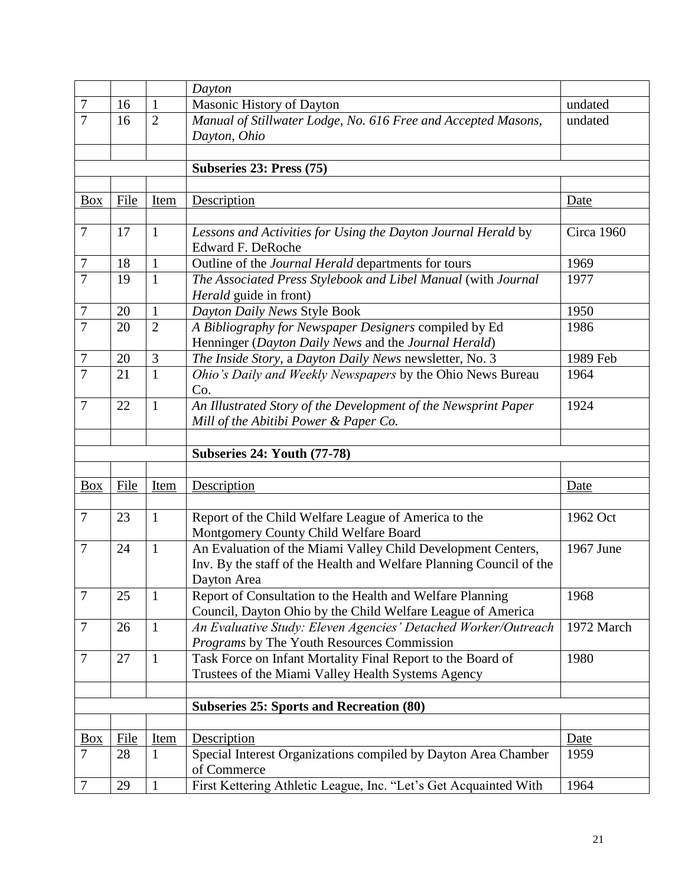| | | | *Dayton* | |
|---|---|---|---|---|
| 7 | 16 | 1 | Masonic History of Dayton | undated |
| 7 | 16 | 2 | *Manual of Stillwater Lodge, No. 616 Free and Accepted Masons, Dayton, Ohio* | undated |

**Subseries 23: Press (75)**

| Box | File | Item | Description | Date |
|---|---|---|---|---|
| 7 | 17 | 1 | *Lessons and Activities for Using the Dayton Journal Herald* by Edward F. DeRoche | Circa 1960 |
| 7 | 18 | 1 | Outline of the *Journal Herald* departments for tours | 1969 |
| 7 | 19 | 1 | *The Associated Press Stylebook and Libel Manual* (with *Journal Herald* guide in front) | 1977 |
| 7 | 20 | 1 | *Dayton Daily News* Style Book | 1950 |
| 7 | 20 | 2 | *A Bibliography for Newspaper Designers* compiled by Ed Henninger (*Dayton Daily News* and the *Journal Herald*) | 1986 |
| 7 | 20 | 3 | *The Inside Story*, a *Dayton Daily News* newsletter, No. 3 | 1989 Feb |
| 7 | 21 | 1 | *Ohio's Daily and Weekly Newspapers* by the Ohio News Bureau Co. | 1964 |
| 7 | 22 | 1 | *An Illustrated Story of the Development of the Newsprint Paper Mill of the Abitibi Power & Paper Co.* | 1924 |

**Subseries 24: Youth (77-78)**

| Box | File | Item | Description | Date |
|---|---|---|---|---|
| 7 | 23 | 1 | Report of the Child Welfare League of America to the Montgomery County Child Welfare Board | 1962 Oct |
| 7 | 24 | 1 | An Evaluation of the Miami Valley Child Development Centers, Inv. By the staff of the Health and Welfare Planning Council of the Dayton Area | 1967 June |
| 7 | 25 | 1 | Report of Consultation to the Health and Welfare Planning Council, Dayton Ohio by the Child Welfare League of America | 1968 |
| 7 | 26 | 1 | *An Evaluative Study: Eleven Agencies' Detached Worker/Outreach Programs* by The Youth Resources Commission | 1972 March |
| 7 | 27 | 1 | Task Force on Infant Mortality Final Report to the Board of Trustees of the Miami Valley Health Systems Agency | 1980 |

**Subseries 25: Sports and Recreation (80)**

| Box | File | Item | Description | Date |
|---|---|---|---|---|
| 7 | 28 | 1 | Special Interest Organizations compiled by Dayton Area Chamber of Commerce | 1959 |
| 7 | 29 | 1 | First Kettering Athletic League, Inc. "Let's Get Acquainted With | 1964 |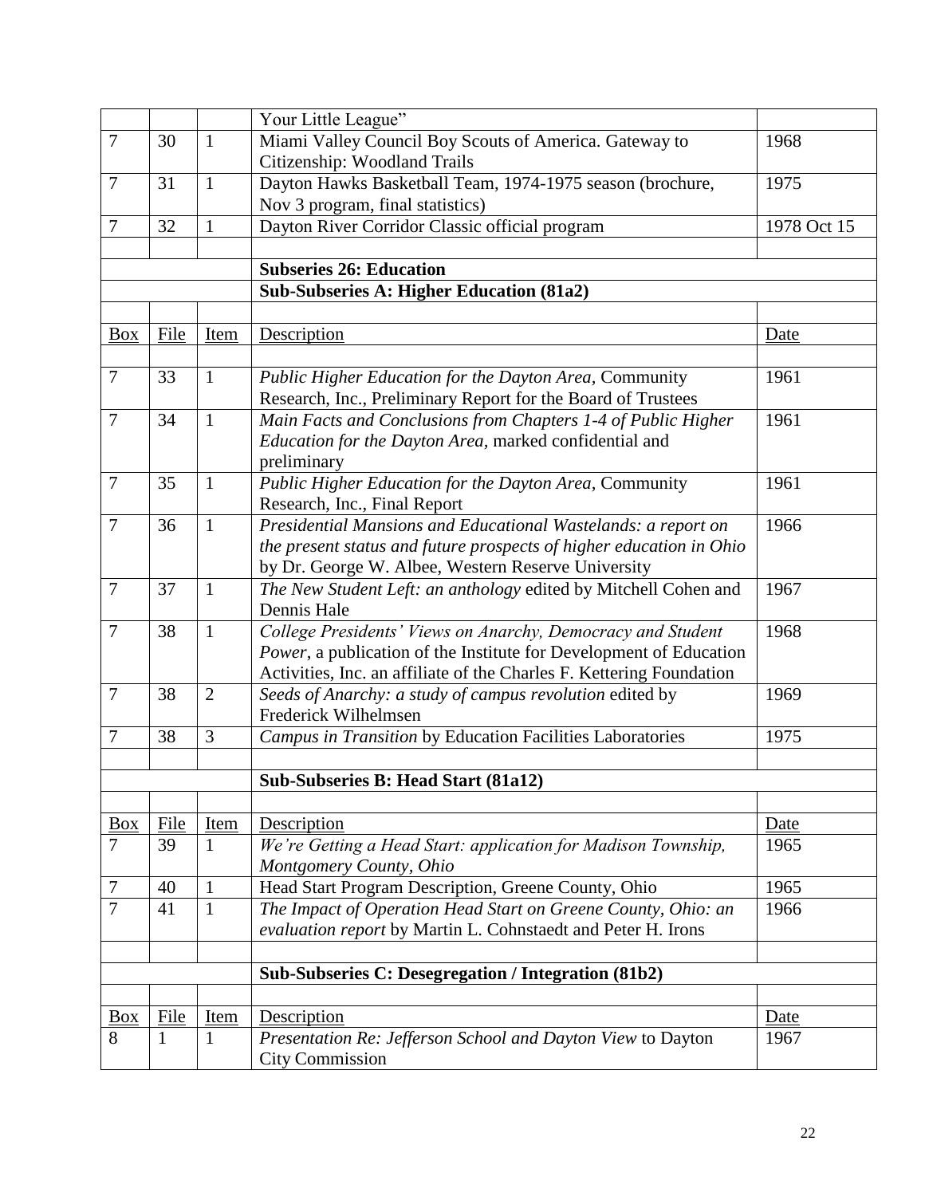| | | | Your Little League" | |
|---|---|---|---|---|
| 7 | 30 | 1 | Miami Valley Council Boy Scouts of America. Gateway to Citizenship: Woodland Trails | 1968 |
| 7 | 31 | 1 | Dayton Hawks Basketball Team, 1974-1975 season (brochure, Nov 3 program, final statistics) | 1975 |
| 7 | 32 | 1 | Dayton River Corridor Classic official program | 1978 Oct 15 |

## Subseries 26: Education

### Sub-Subseries A: Higher Education (81a2)

| Box | File | Item | Description | Date |
|---|---|---|---|---|
| 7 | 33 | 1 | *Public Higher Education for the Dayton Area*, Community Research, Inc., Preliminary Report for the Board of Trustees | 1961 |
| 7 | 34 | 1 | *Main Facts and Conclusions from Chapters 1-4 of Public Higher Education for the Dayton Area*, marked confidential and preliminary | 1961 |
| 7 | 35 | 1 | *Public Higher Education for the Dayton Area*, Community Research, Inc., Final Report | 1961 |
| 7 | 36 | 1 | *Presidential Mansions and Educational Wastelands: a report on the present status and future prospects of higher education in Ohio* by Dr. George W. Albee, Western Reserve University | 1966 |
| 7 | 37 | 1 | *The New Student Left: an anthology* edited by Mitchell Cohen and Dennis Hale | 1967 |
| 7 | 38 | 1 | *College Presidents' Views on Anarchy, Democracy and Student Power*, a publication of the Institute for Development of Education Activities, Inc. an affiliate of the Charles F. Kettering Foundation | 1968 |
| 7 | 38 | 2 | *Seeds of Anarchy: a study of campus revolution* edited by Frederick Wilhelmsen | 1969 |
| 7 | 38 | 3 | *Campus in Transition* by Education Facilities Laboratories | 1975 |

### Sub-Subseries B: Head Start (81a12)

| Box | File | Item | Description | Date |
|---|---|---|---|---|
| 7 | 39 | 1 | *We're Getting a Head Start: application for Madison Township, Montgomery County, Ohio* | 1965 |
| 7 | 40 | 1 | Head Start Program Description, Greene County, Ohio | 1965 |
| 7 | 41 | 1 | *The Impact of Operation Head Start on Greene County, Ohio: an evaluation report* by Martin L. Cohnstaedt and Peter H. Irons | 1966 |

### Sub-Subseries C: Desegregation / Integration (81b2)

| Box | File | Item | Description | Date |
|---|---|---|---|---|
| 8 | 1 | 1 | *Presentation Re: Jefferson School and Dayton View* to Dayton City Commission | 1967 |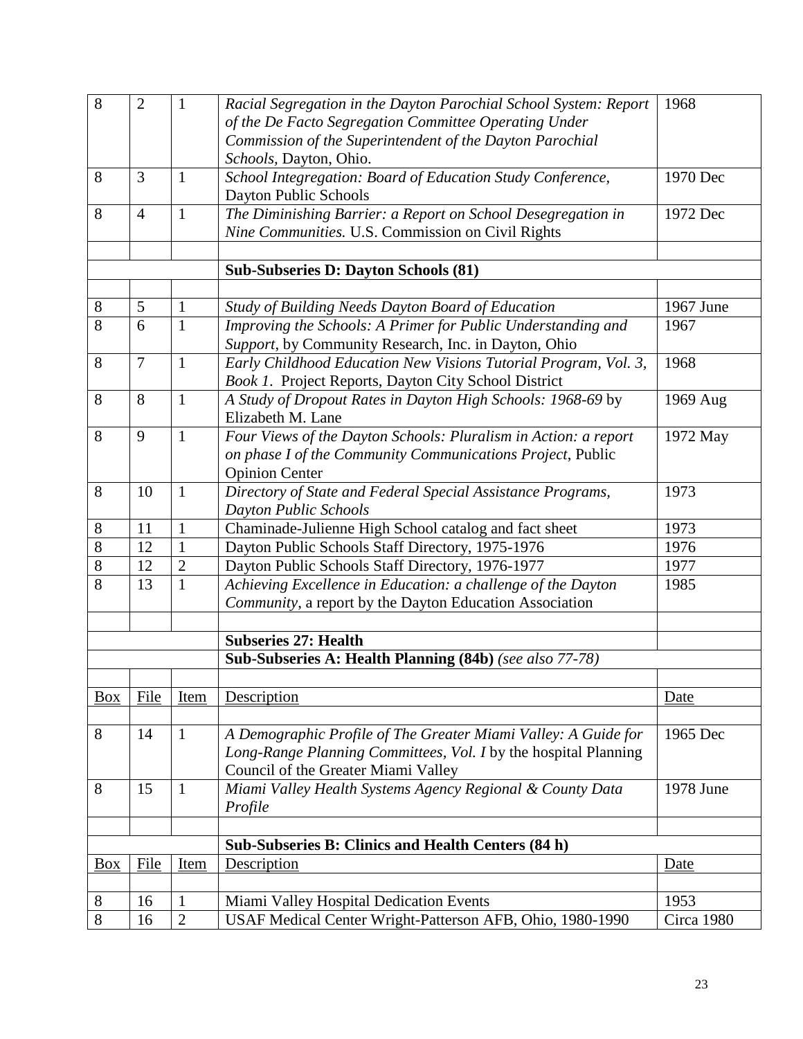| | | | | |
|---|---|---|---|---|
| 8 | 2 | 1 | *Racial Segregation in the Dayton Parochial School System: Report of the De Facto Segregation Committee Operating Under Commission of the Superintendent of the Dayton Parochial Schools,* Dayton, Ohio. | 1968 |
| 8 | 3 | 1 | *School Integregation: Board of Education Study Conference,* Dayton Public Schools | 1970 Dec |
| 8 | 4 | 1 | *The Diminishing Barrier: a Report on School Desegregation in Nine Communities.* U.S. Commission on Civil Rights | 1972 Dec |
| | | | | |
| | | | **Sub-Subseries D: Dayton Schools (81)** | |
| | | | | |
| 8 | 5 | 1 | *Study of Building Needs Dayton Board of Education* | 1967 June |
| 8 | 6 | 1 | *Improving the Schools: A Primer for Public Understanding and Support*, by Community Research, Inc. in Dayton, Ohio | 1967 |
| 8 | 7 | 1 | *Early Childhood Education New Visions Tutorial Program, Vol. 3, Book 1.* Project Reports, Dayton City School District | 1968 |
| 8 | 8 | 1 | *A Study of Dropout Rates in Dayton High Schools: 1968-69* by Elizabeth M. Lane | 1969 Aug |
| 8 | 9 | 1 | *Four Views of the Dayton Schools: Pluralism in Action: a report on phase I of the Community Communications Project*, Public Opinion Center | 1972 May |
| 8 | 10 | 1 | *Directory of State and Federal Special Assistance Programs, Dayton Public Schools* | 1973 |
| 8 | 11 | 1 | Chaminade-Julienne High School catalog and fact sheet | 1973 |
| 8 | 12 | 1 | Dayton Public Schools Staff Directory, 1975-1976 | 1976 |
| 8 | 12 | 2 | Dayton Public Schools Staff Directory, 1976-1977 | 1977 |
| 8 | 13 | 1 | *Achieving Excellence in Education: a challenge of the Dayton Community*, a report by the Dayton Education Association | 1985 |
| | | | | |
| | | | **Subseries 27: Health** | |
| | | | **Sub-Subseries A: Health Planning (84b)** *(see also 77-78)* | |
| | | | | |
| Box | File | Item | Description | Date |
| | | | | |
| 8 | 14 | 1 | *A Demographic Profile of The Greater Miami Valley: A Guide for Long-Range Planning Committees, Vol. I* by the hospital Planning Council of the Greater Miami Valley | 1965 Dec |
| 8 | 15 | 1 | *Miami Valley Health Systems Agency Regional & County Data Profile* | 1978 June |
| | | | | |
| | | | **Sub-Subseries B: Clinics and Health Centers (84 h)** | |
| Box | File | Item | Description | Date |
| | | | | |
| 8 | 16 | 1 | Miami Valley Hospital Dedication Events | 1953 |
| 8 | 16 | 2 | USAF Medical Center Wright-Patterson AFB, Ohio, 1980-1990 | Circa 1980 |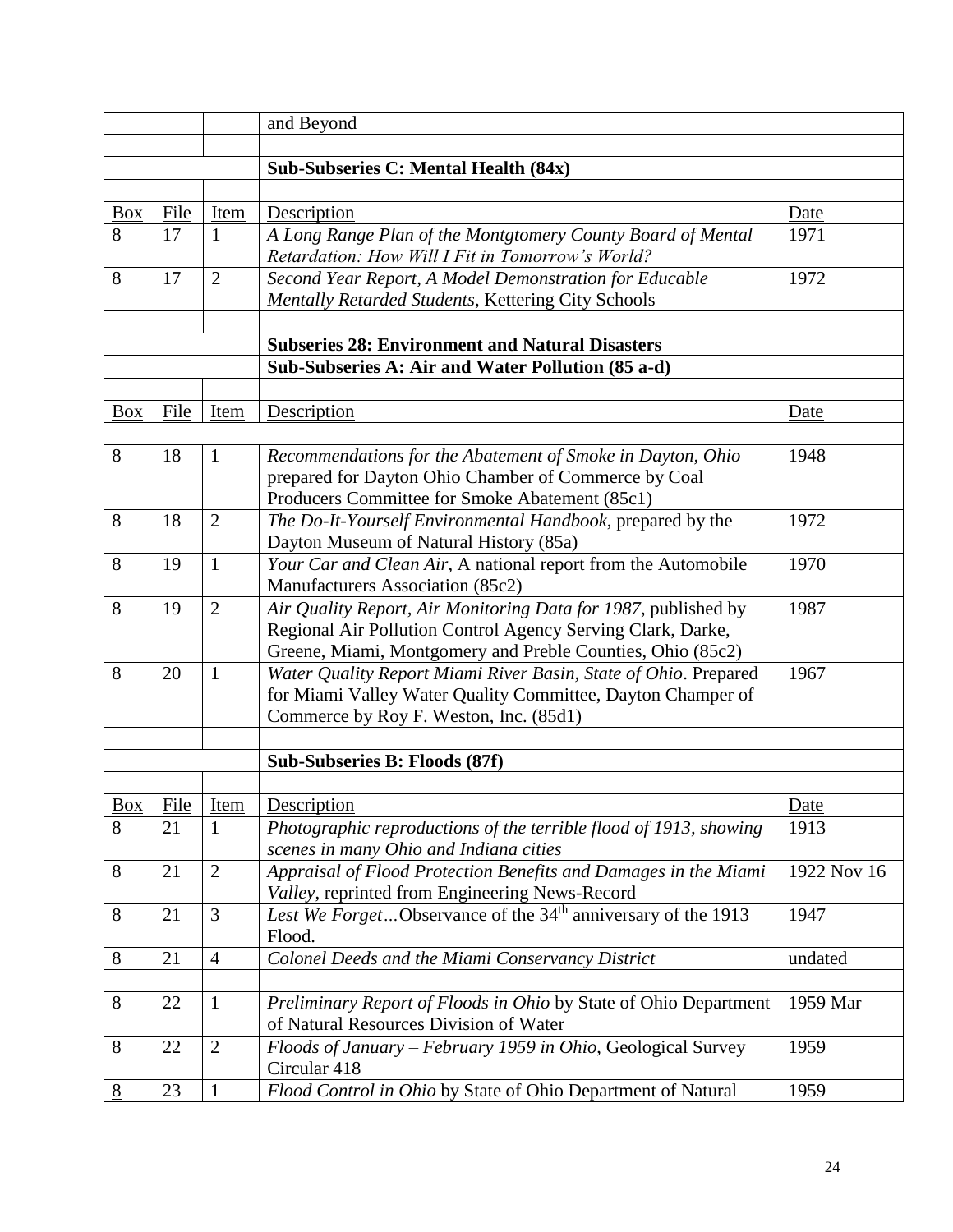| Box | File | Item | Description | Date |
|---|---|---|---|---|
| | | | and Beyond | |
| | | | | |
| | | | **Sub-Subseries C: Mental Health (84x)** | |
| | | | | |
| Box | File | Item | Description | Date |
| 8 | 17 | 1 | *A Long Range Plan of the Montgtomery County Board of Mental Retardation: How Will I Fit in Tomorrow's World?* | 1971 |
| 8 | 17 | 2 | *Second Year Report, A Model Demonstration for Educable Mentally Retarded Students*, Kettering City Schools | 1972 |
| | | | | |
| | | | **Subseries 28: Environment and Natural Disasters** | |
| | | | **Sub-Subseries A: Air and Water Pollution (85 a-d)** | |
| | | | | |
| Box | File | Item | Description | Date |
| | | | | |
| 8 | 18 | 1 | *Recommendations for the Abatement of Smoke in Dayton, Ohio* prepared for Dayton Ohio Chamber of Commerce by Coal Producers Committee for Smoke Abatement (85c1) | 1948 |
| 8 | 18 | 2 | *The Do-It-Yourself Environmental Handbook*, prepared by the Dayton Museum of Natural History (85a) | 1972 |
| 8 | 19 | 1 | *Your Car and Clean Air*, A national report from the Automobile Manufacturers Association (85c2) | 1970 |
| 8 | 19 | 2 | *Air Quality Report, Air Monitoring Data for 1987*, published by Regional Air Pollution Control Agency Serving Clark, Darke, Greene, Miami, Montgomery and Preble Counties, Ohio (85c2) | 1987 |
| 8 | 20 | 1 | *Water Quality Report Miami River Basin, State of Ohio*. Prepared for Miami Valley Water Quality Committee, Dayton Champer of Commerce by Roy F. Weston, Inc. (85d1) | 1967 |
| | | | | |
| | | | **Sub-Subseries B: Floods (87f)** | |
| | | | | |
| Box | File | Item | Description | Date |
| 8 | 21 | 1 | *Photographic reproductions of the terrible flood of 1913, showing scenes in many Ohio and Indiana cities* | 1913 |
| 8 | 21 | 2 | *Appraisal of Flood Protection Benefits and Damages in the Miami Valley*, reprinted from Engineering News-Record | 1922 Nov 16 |
| 8 | 21 | 3 | *Lest We Forget*…Observance of the 34th anniversary of the 1913 Flood. | 1947 |
| 8 | 21 | 4 | *Colonel Deeds and the Miami Conservancy District* | undated |
| | | | | |
| 8 | 22 | 1 | *Preliminary Report of Floods in Ohio* by State of Ohio Department of Natural Resources Division of Water | 1959 Mar |
| 8 | 22 | 2 | *Floods of January – February 1959 in Ohio*, Geological Survey Circular 418 | 1959 |
| 8 | 23 | 1 | *Flood Control in Ohio* by State of Ohio Department of Natural | 1959 |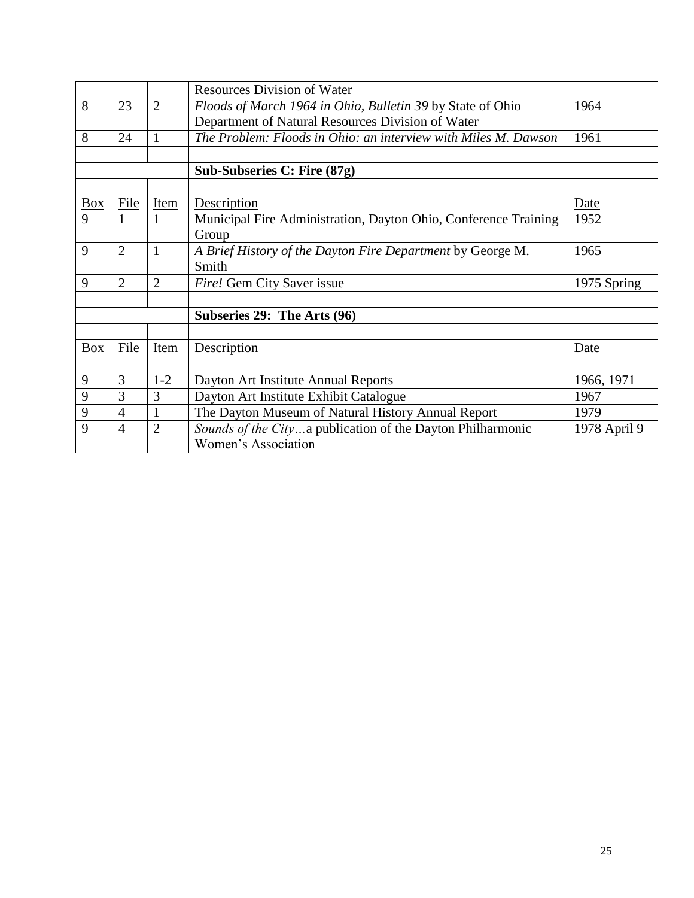| | | | | |
|---|---|---|---|---|
| | | | Resources Division of Water | |
| 8 | 23 | 2 | *Floods of March 1964 in Ohio, Bulletin 39* by State of Ohio Department of Natural Resources Division of Water | 1964 |
| 8 | 24 | 1 | *The Problem: Floods in Ohio: an interview with Miles M. Dawson* | 1961 |
| | | | | |
| | | | **Sub-Subseries C: Fire (87g)** | |
| | | | | |
| Box | File | Item | Description | Date |
| 9 | 1 | 1 | Municipal Fire Administration, Dayton Ohio, Conference Training Group | 1952 |
| 9 | 2 | 1 | *A Brief History of the Dayton Fire Department* by George M. Smith | 1965 |
| 9 | 2 | 2 | *Fire!* Gem City Saver issue | 1975 Spring |
| | | | | |
| | | | **Subseries 29: The Arts (96)** | |
| | | | | |
| Box | File | Item | Description | Date |
| | | | | |
| 9 | 3 | 1-2 | Dayton Art Institute Annual Reports | 1966, 1971 |
| 9 | 3 | 3 | Dayton Art Institute Exhibit Catalogue | 1967 |
| 9 | 4 | 1 | The Dayton Museum of Natural History Annual Report | 1979 |
| 9 | 4 | 2 | *Sounds of the City…*a publication of the Dayton Philharmonic Women's Association | 1978 April 9 |